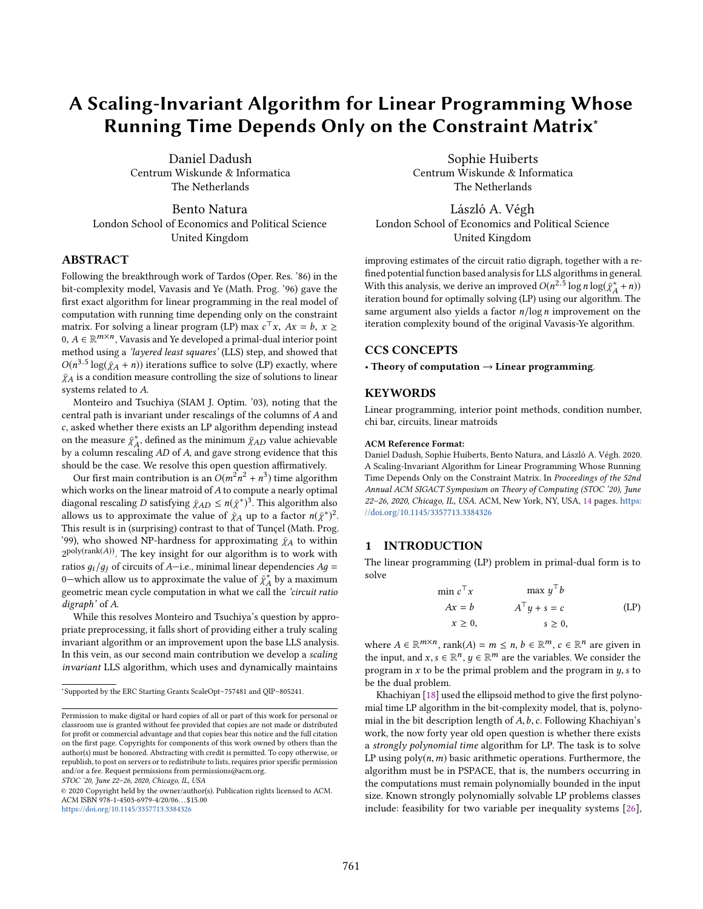# A Scaling-Invariant Algorithm for Linear Programming Whose Running Time Depends Only on the Constraint Matrix*

Daniel Dadush
Centrum Wiskunde & Informatica
The Netherlands

Sophie Huiberts
Centrum Wiskunde & Informatica
The Netherlands

Bento Natura
London School of Economics and Political Science
United Kingdom

László A. Végh
London School of Economics and Political Science
United Kingdom

## ABSTRACT

Following the breakthrough work of Tardos (Oper. Res. '86) in the bit-complexity model, Vavasis and Ye (Math. Prog. '96) gave the first exact algorithm for linear programming in the real model of computation with running time depending only on the constraint matrix. For solving a linear program (LP) $\max c^\top x,\ Ax = b,\ x \geq 0,\ A \in \mathbb{R}^{m \times n}$, Vavasis and Ye developed a primal-dual interior point method using a *'layered least squares'* (LLS) step, and showed that $O(n^{3.5} \log(\bar{\chi}_A + n))$ iterations suffice to solve (LP) exactly, where $\bar{\chi}_A$ is a condition measure controlling the size of solutions to linear systems related to $A$.

Monteiro and Tsuchiya (SIAM J. Optim. '03), noting that the central path is invariant under rescalings of the columns of $A$ and $c$, asked whether there exists an LP algorithm depending instead on the measure $\bar{\chi}^*_A$, defined as the minimum $\bar{\chi}_{AD}$ value achievable by a column rescaling $AD$ of $A$, and gave strong evidence that this should be the case. We resolve this open question affirmatively.

Our first main contribution is an $O(m^2 n^2 + n^3)$ time algorithm which works on the linear matroid of $A$ to compute a nearly optimal diagonal rescaling $D$ satisfying $\bar{\chi}_{AD} \leq n(\bar{\chi}^*)^3$. This algorithm also allows us to approximate the value of $\bar{\chi}_A$ up to a factor $n(\bar{\chi}^*)^2$. This result is in (surprising) contrast to that of Tunçel (Math. Prog. '99), who showed NP-hardness for approximating $\bar{\chi}_A$ to within $2^{\text{poly}(\text{rank}(A))}$. The key insight for our algorithm is to work with ratios $g_i/g_j$ of circuits of $A$—i.e., minimal linear dependencies $Ag = 0$—which allow us to approximate the value of $\bar{\chi}^*_A$ by a maximum geometric mean cycle computation in what we call the *'circuit ratio digraph'* of $A$.

While this resolves Monteiro and Tsuchiya's question by appropriate preprocessing, it falls short of providing either a truly scaling invariant algorithm or an improvement upon the base LLS analysis. In this vein, as our second main contribution we develop a *scaling invariant* LLS algorithm, which uses and dynamically maintains improving estimates of the circuit ratio digraph, together with a refined potential function based analysis for LLS algorithms in general. With this analysis, we derive an improved $O(n^{2.5} \log n \log(\bar{\chi}^*_A + n))$ iteration bound for optimally solving (LP) using our algorithm. The same argument also yields a factor $n/\log n$ improvement on the iteration complexity bound of the original Vavasis-Ye algorithm.

## CCS CONCEPTS

• **Theory of computation → Linear programming**.

## KEYWORDS

Linear programming, interior point methods, condition number, chi bar, circuits, linear matroids

**ACM Reference Format:**
Daniel Dadush, Sophie Huiberts, Bento Natura, and László A. Végh. 2020. A Scaling-Invariant Algorithm for Linear Programming Whose Running Time Depends Only on the Constraint Matrix. In *Proceedings of the 52nd Annual ACM SIGACT Symposium on Theory of Computing (STOC '20), June 22–26, 2020, Chicago, IL, USA.* ACM, New York, NY, USA, 14 pages. https://doi.org/10.1145/3357713.3384326

*Supported by the ERC Starting Grants ScaleOpt–757481 and QIP–805241.

Permission to make digital or hard copies of all or part of this work for personal or classroom use is granted without fee provided that copies are not made or distributed for profit or commercial advantage and that copies bear this notice and the full citation on the first page. Copyrights for components of this work owned by others than the author(s) must be honored. Abstracting with credit is permitted. To copy otherwise, or republish, to post on servers or to redistribute to lists, requires prior specific permission and/or a fee. Request permissions from permissions@acm.org.
*STOC '20, June 22–26, 2020, Chicago, IL, USA*
© 2020 Copyright held by the owner/author(s). Publication rights licensed to ACM.
ACM ISBN 978-1-4503-6979-4/20/06…$15.00
https://doi.org/10.1145/3357713.3384326

## 1 INTRODUCTION

The linear programming (LP) problem in primal-dual form is to solve

$$
\begin{aligned}
\min\ c^\top x \qquad & \qquad \max\ y^\top b \\
Ax = b \qquad & \qquad A^\top y + s = c \qquad\qquad \text{(LP)} \\
x \geq 0, \qquad & \qquad s \geq 0,
\end{aligned}
$$

where $A \in \mathbb{R}^{m \times n}$, $\text{rank}(A) = m \leq n$, $b \in \mathbb{R}^m$, $c \in \mathbb{R}^n$ are given in the input, and $x, s \in \mathbb{R}^n$, $y \in \mathbb{R}^m$ are the variables. We consider the program in $x$ to be the primal problem and the program in $y, s$ to be the dual problem.

Khachiyan [18] used the ellipsoid method to give the first polynomial time LP algorithm in the bit-complexity model, that is, polynomial in the bit description length of $A, b, c$. Following Khachiyan's work, the now forty year old open question is whether there exists a *strongly polynomial time* algorithm for LP. The task is to solve LP using $\text{poly}(n, m)$ basic arithmetic operations. Furthermore, the algorithm must be in PSPACE, that is, the numbers occurring in the computations must remain polynomially bounded in the input size. Known strongly polynomially solvable LP problems classes include: feasibility for two variable per inequality systems [26],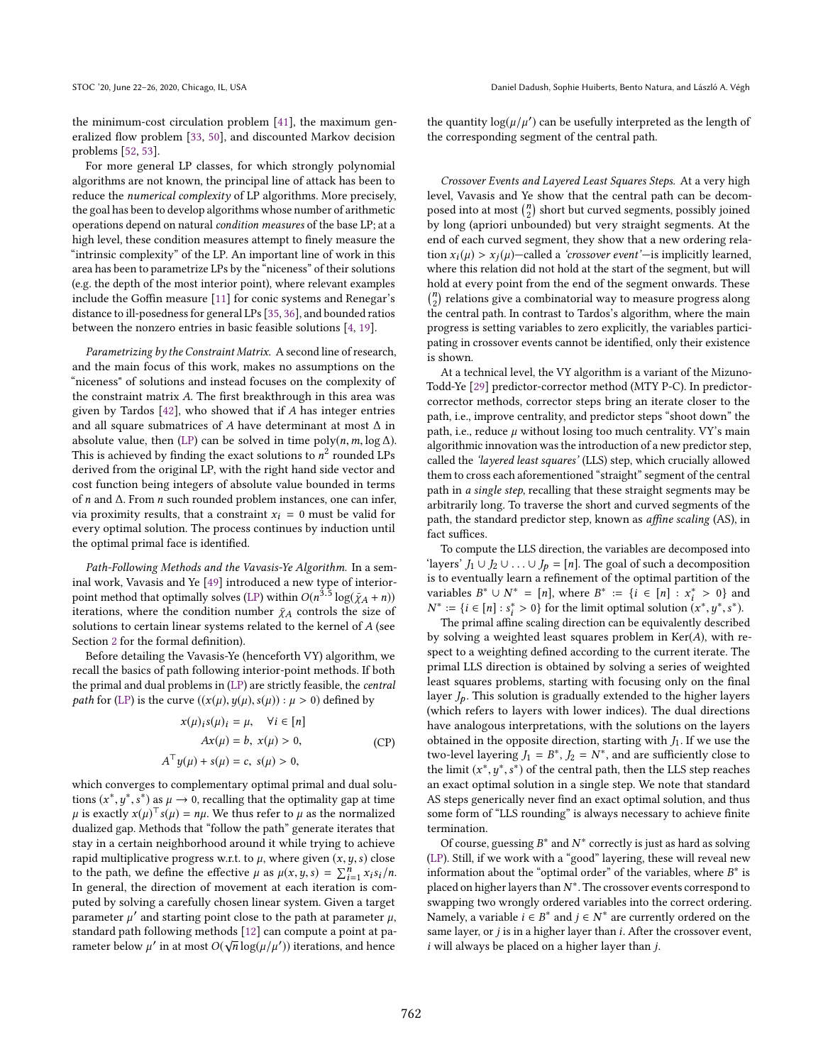the minimum-cost circulation problem [41], the maximum generalized flow problem [33, 50], and discounted Markov decision problems [52, 53].

For more general LP classes, for which strongly polynomial algorithms are not known, the principal line of attack has been to reduce the *numerical complexity* of LP algorithms. More precisely, the goal has been to develop algorithms whose number of arithmetic operations depend on natural *condition measures* of the base LP; at a high level, these condition measures attempt to finely measure the "intrinsic complexity" of the LP. An important line of work in this area has been to parametrize LPs by the "niceness" of their solutions (e.g. the depth of the most interior point), where relevant examples include the Goffin measure [11] for conic systems and Renegar's distance to ill-posedness for general LPs [35, 36], and bounded ratios between the nonzero entries in basic feasible solutions [4, 19].

*Parametrizing by the Constraint Matrix.* A second line of research, and the main focus of this work, makes no assumptions on the "niceness" of solutions and instead focuses on the complexity of the constraint matrix $A$. The first breakthrough in this area was given by Tardos [42], who showed that if $A$ has integer entries and all square submatrices of $A$ have determinant at most $\Delta$ in absolute value, then (LP) can be solved in time $\mathrm{poly}(n, m, \log \Delta)$. This is achieved by finding the exact solutions to $n^2$ rounded LPs derived from the original LP, with the right hand side vector and cost function being integers of absolute value bounded in terms of $n$ and $\Delta$. From $n$ such rounded problem instances, one can infer, via proximity results, that a constraint $x_i = 0$ must be valid for every optimal solution. The process continues by induction until the optimal primal face is identified.

*Path-Following Methods and the Vavasis-Ye Algorithm.* In a seminal work, Vavasis and Ye [49] introduced a new type of interior-point method that optimally solves (LP) within $O(n^{3.5} \log(\bar{\chi}_A + n))$ iterations, where the condition number $\bar{\chi}_A$ controls the size of solutions to certain linear systems related to the kernel of $A$ (see Section 2 for the formal definition).

Before detailing the Vavasis-Ye (henceforth VY) algorithm, we recall the basics of path following interior-point methods. If both the primal and dual problems in (LP) are strictly feasible, the *central path* for (LP) is the curve $((x(\mu), y(\mu), s(\mu)) : \mu > 0)$ defined by

$$
\begin{aligned}
x(\mu)_i s(\mu)_i &= \mu, \quad \forall i \in [n] \\
Ax(\mu) &= b,\ x(\mu) > 0, \\
A^\top y(\mu) + s(\mu) &= c,\ s(\mu) > 0,
\end{aligned}
\tag{CP}
$$

which converges to complementary optimal primal and dual solutions $(x^*, y^*, s^*)$ as $\mu \to 0$, recalling that the optimality gap at time $\mu$ is exactly $x(\mu)^\top s(\mu) = n\mu$. We thus refer to $\mu$ as the normalized dualized gap. Methods that "follow the path" generate iterates that stay in a certain neighborhood around it while trying to achieve rapid multiplicative progress w.r.t. to $\mu$, where given $(x, y, s)$ close to the path, we define the effective $\mu$ as $\mu(x, y, s) = \sum_{i=1}^n x_i s_i / n$. In general, the direction of movement at each iteration is computed by solving a carefully chosen linear system. Given a target parameter $\mu'$ and starting point close to the path at parameter $\mu$, standard path following methods [12] can compute a point at parameter below $\mu'$ in at most $O(\sqrt{n} \log(\mu/\mu'))$ iterations, and hence the quantity $\log(\mu/\mu')$ can be usefully interpreted as the length of the corresponding segment of the central path.

*Crossover Events and Layered Least Squares Steps.* At a very high level, Vavasis and Ye show that the central path can be decomposed into at most $\binom{n}{2}$ short but curved segments, possibly joined by long (apriori unbounded) but very straight segments. At the end of each curved segment, they show that a new ordering relation $x_i(\mu) > x_j(\mu)$—called a *'crossover event'*—is implicitly learned, where this relation did not hold at the start of the segment, but will hold at every point from the end of the segment onwards. These $\binom{n}{2}$ relations give a combinatorial way to measure progress along the central path. In contrast to Tardos's algorithm, where the main progress is setting variables to zero explicitly, the variables participating in crossover events cannot be identified, only their existence is shown.

At a technical level, the VY algorithm is a variant of the Mizuno-Todd-Ye [29] predictor-corrector method (MTY P-C). In predictor-corrector methods, corrector steps bring an iterate closer to the path, i.e., improve centrality, and predictor steps "shoot down" the path, i.e., reduce $\mu$ without losing too much centrality. VY's main algorithmic innovation was the introduction of a new predictor step, called the *'layered least squares'* (LLS) step, which crucially allowed them to cross each aforementioned "straight" segment of the central path in *a single step*, recalling that these straight segments may be arbitrarily long. To traverse the short and curved segments of the path, the standard predictor step, known as *affine scaling* (AS), in fact suffices.

To compute the LLS direction, the variables are decomposed into 'layers' $J_1 \cup J_2 \cup \ldots \cup J_p = [n]$. The goal of such a decomposition is to eventually learn a refinement of the optimal partition of the variables $B^* \cup N^* = [n]$, where $B^* := \{i \in [n] : x_i^* > 0\}$ and $N^* := \{i \in [n] : s_i^* > 0\}$ for the limit optimal solution $(x^*, y^*, s^*)$.

The primal affine scaling direction can be equivalently described by solving a weighted least squares problem in $\mathrm{Ker}(A)$, with respect to a weighting defined according to the current iterate. The primal LLS direction is obtained by solving a series of weighted least squares problems, starting with focusing only on the final layer $J_p$. This solution is gradually extended to the higher layers (which refers to layers with lower indices). The dual directions have analogous interpretations, with the solutions on the layers obtained in the opposite direction, starting with $J_1$. If we use the two-level layering $J_1 = B^*$, $J_2 = N^*$, and are sufficiently close to the limit $(x^*, y^*, s^*)$ of the central path, then the LLS step reaches an exact optimal solution in a single step. We note that standard AS steps generically never find an exact optimal solution, and thus some form of "LLS rounding" is always necessary to achieve finite termination.

Of course, guessing $B^*$ and $N^*$ correctly is just as hard as solving (LP). Still, if we work with a "good" layering, these will reveal new information about the "optimal order" of the variables, where $B^*$ is placed on higher layers than $N^*$. The crossover events correspond to swapping two wrongly ordered variables into the correct ordering. Namely, a variable $i \in B^*$ and $j \in N^*$ are currently ordered on the same layer, or $j$ is in a higher layer than $i$. After the crossover event, $i$ will always be placed on a higher layer than $j$.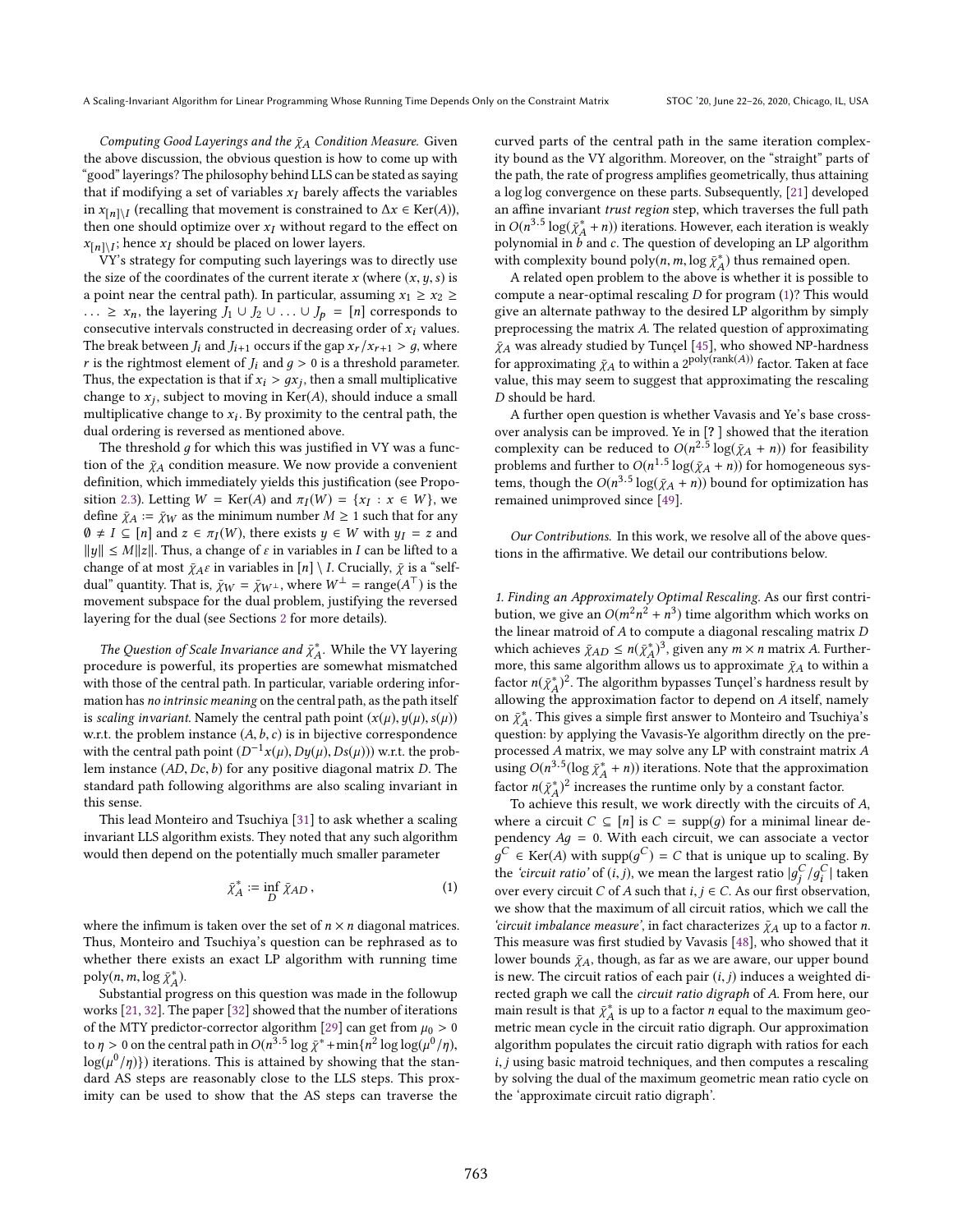*Computing Good Layerings and the $\bar{\chi}_A$ Condition Measure.* Given the above discussion, the obvious question is how to come up with "good" layerings? The philosophy behind LLS can be stated as saying that if modifying a set of variables $x_I$ barely affects the variables in $x_{[n]\setminus I}$ (recalling that movement is constrained to $\Delta x \in \text{Ker}(A)$), then one should optimize over $x_I$ without regard to the effect on $x_{[n]\setminus I}$; hence $x_I$ should be placed on lower layers.

VY's strategy for computing such layerings was to directly use the size of the coordinates of the current iterate $x$ (where $(x, y, s)$ is a point near the central path). In particular, assuming $x_1 \geq x_2 \geq \ldots \geq x_n$, the layering $J_1 \cup J_2 \cup \ldots \cup J_p = [n]$ corresponds to consecutive intervals constructed in decreasing order of $x_i$ values. The break between $J_i$ and $J_{i+1}$ occurs if the gap $x_r/x_{r+1} > g$, where $r$ is the rightmost element of $J_i$ and $g > 0$ is a threshold parameter. Thus, the expectation is that if $x_i > g x_j$, then a small multiplicative change to $x_j$, subject to moving in $\text{Ker}(A)$, should induce a small multiplicative change to $x_i$. By proximity to the central path, the dual ordering is reversed as mentioned above.

The threshold $g$ for which this was justified in VY was a function of the $\bar{\chi}_A$ condition measure. We now provide a convenient definition, which immediately yields this justification (see Proposition 2.3). Letting $W = \text{Ker}(A)$ and $\pi_I(W) = \{x_I : x \in W\}$, we define $\bar{\chi}_A := \bar{\chi}_W$ as the minimum number $M \geq 1$ such that for any $\emptyset \neq I \subseteq [n]$ and $z \in \pi_I(W)$, there exists $y \in W$ with $y_I = z$ and $\|y\| \leq M\|z\|$. Thus, a change of $\varepsilon$ in variables in $I$ can be lifted to a change of at most $\bar{\chi}_A \varepsilon$ in variables in $[n] \setminus I$. Crucially, $\bar{\chi}$ is a "self-dual" quantity. That is, $\bar{\chi}_W = \bar{\chi}_{W^\perp}$, where $W^\perp = \text{range}(A^\top)$ is the movement subspace for the dual problem, justifying the reversed layering for the dual (see Sections 2 for more details).

*The Question of Scale Invariance and $\bar{\chi}^*_A$.* While the VY layering procedure is powerful, its properties are somewhat mismatched with those of the central path. In particular, variable ordering information has *no intrinsic meaning* on the central path, as the path itself is *scaling invariant*. Namely the central path point $(x(\mu), y(\mu), s(\mu))$ w.r.t. the problem instance $(A, b, c)$ is in bijective correspondence with the central path point $(D^{-1}x(\mu), Dy(\mu), Ds(\mu)))$ w.r.t. the problem instance $(AD, Dc, b)$ for any positive diagonal matrix $D$. The standard path following algorithms are also scaling invariant in this sense.

This lead Monteiro and Tsuchiya [31] to ask whether a scaling invariant LLS algorithm exists. They noted that any such algorithm would then depend on the potentially much smaller parameter

$$\bar{\chi}^*_A := \inf_D \bar{\chi}_{AD}\,, \tag{1}$$

where the infimum is taken over the set of $n \times n$ diagonal matrices. Thus, Monteiro and Tsuchiya's question can be rephrased as to whether there exists an exact LP algorithm with running time $\text{poly}(n, m, \log \bar{\chi}^*_A)$.

Substantial progress on this question was made in the followup works [21, 32]. The paper [32] showed that the number of iterations of the MTY predictor-corrector algorithm [29] can get from $\mu_0 > 0$ to $\eta > 0$ on the central path in $O(n^{3.5} \log \bar{\chi}^* + \min\{n^2 \log\log(\mu^0/\eta), \log(\mu^0/\eta)\})$ iterations. This is attained by showing that the standard AS steps are reasonably close to the LLS steps. This proximity can be used to show that the AS steps can traverse the curved parts of the central path in the same iteration complexity bound as the VY algorithm. Moreover, on the "straight" parts of the path, the rate of progress amplifies geometrically, thus attaining a log log convergence on these parts. Subsequently, [21] developed an affine invariant *trust region* step, which traverses the full path in $O(n^{3.5} \log(\bar{\chi}^*_A + n))$ iterations. However, each iteration is weakly polynomial in $b$ and $c$. The question of developing an LP algorithm with complexity bound $\text{poly}(n, m, \log \bar{\chi}^*_A)$ thus remained open.

A related open problem to the above is whether it is possible to compute a near-optimal rescaling $D$ for program (1)? This would give an alternate pathway to the desired LP algorithm by simply preprocessing the matrix $A$. The related question of approximating $\bar{\chi}_A$ was already studied by Tunçel [45], who showed NP-hardness for approximating $\bar{\chi}_A$ to within a $2^{\text{poly}(\text{rank}(A))}$ factor. Taken at face value, this may seem to suggest that approximating the rescaling $D$ should be hard.

A further open question is whether Vavasis and Ye's base crossover analysis can be improved. Ye in [? ] showed that the iteration complexity can be reduced to $O(n^{2.5} \log(\bar{\chi}_A + n))$ for feasibility problems and further to $O(n^{1.5} \log(\bar{\chi}_A + n))$ for homogeneous systems, though the $O(n^{3.5} \log(\bar{\chi}_A + n))$ bound for optimization has remained unimproved since [49].

*Our Contributions.* In this work, we resolve all of the above questions in the affirmative. We detail our contributions below.

*1. Finding an Approximately Optimal Rescaling.* As our first contribution, we give an $O(m^2n^2 + n^3)$ time algorithm which works on the linear matroid of $A$ to compute a diagonal rescaling matrix $D$ which achieves $\bar{\chi}_{AD} \leq n(\bar{\chi}^*_A)^3$, given any $m \times n$ matrix $A$. Furthermore, this same algorithm allows us to approximate $\bar{\chi}_A$ to within a factor $n(\bar{\chi}^*_A)^2$. The algorithm bypasses Tunçel's hardness result by allowing the approximation factor to depend on $A$ itself, namely on $\bar{\chi}^*_A$. This gives a simple first answer to Monteiro and Tsuchiya's question: by applying the Vavasis-Ye algorithm directly on the preprocessed $A$ matrix, we may solve any LP with constraint matrix $A$ using $O(n^{3.5}(\log \bar{\chi}^*_A + n))$ iterations. Note that the approximation factor $n(\bar{\chi}^*_A)^2$ increases the runtime only by a constant factor.

To achieve this result, we work directly with the circuits of $A$, where a circuit $C \subseteq [n]$ is $C = \text{supp}(g)$ for a minimal linear dependency $Ag = 0$. With each circuit, we can associate a vector $g^C \in \text{Ker}(A)$ with $\text{supp}(g^C) = C$ that is unique up to scaling. By the *'circuit ratio'* of $(i, j)$, we mean the largest ratio $|g^C_j / g^C_i|$ taken over every circuit $C$ of $A$ such that $i, j \in C$. As our first observation, we show that the maximum of all circuit ratios, which we call the *'circuit imbalance measure'*, in fact characterizes $\bar{\chi}_A$ up to a factor $n$. This measure was first studied by Vavasis [48], who showed that it lower bounds $\bar{\chi}_A$, though, as far as we are aware, our upper bound is new. The circuit ratios of each pair $(i, j)$ induces a weighted directed graph we call the *circuit ratio digraph* of $A$. From here, our main result is that $\bar{\chi}^*_A$ is up to a factor $n$ equal to the maximum geometric mean cycle in the circuit ratio digraph. Our approximation algorithm populates the circuit ratio digraph with ratios for each $i, j$ using basic matroid techniques, and then computes a rescaling by solving the dual of the maximum geometric mean ratio cycle on the 'approximate circuit ratio digraph'.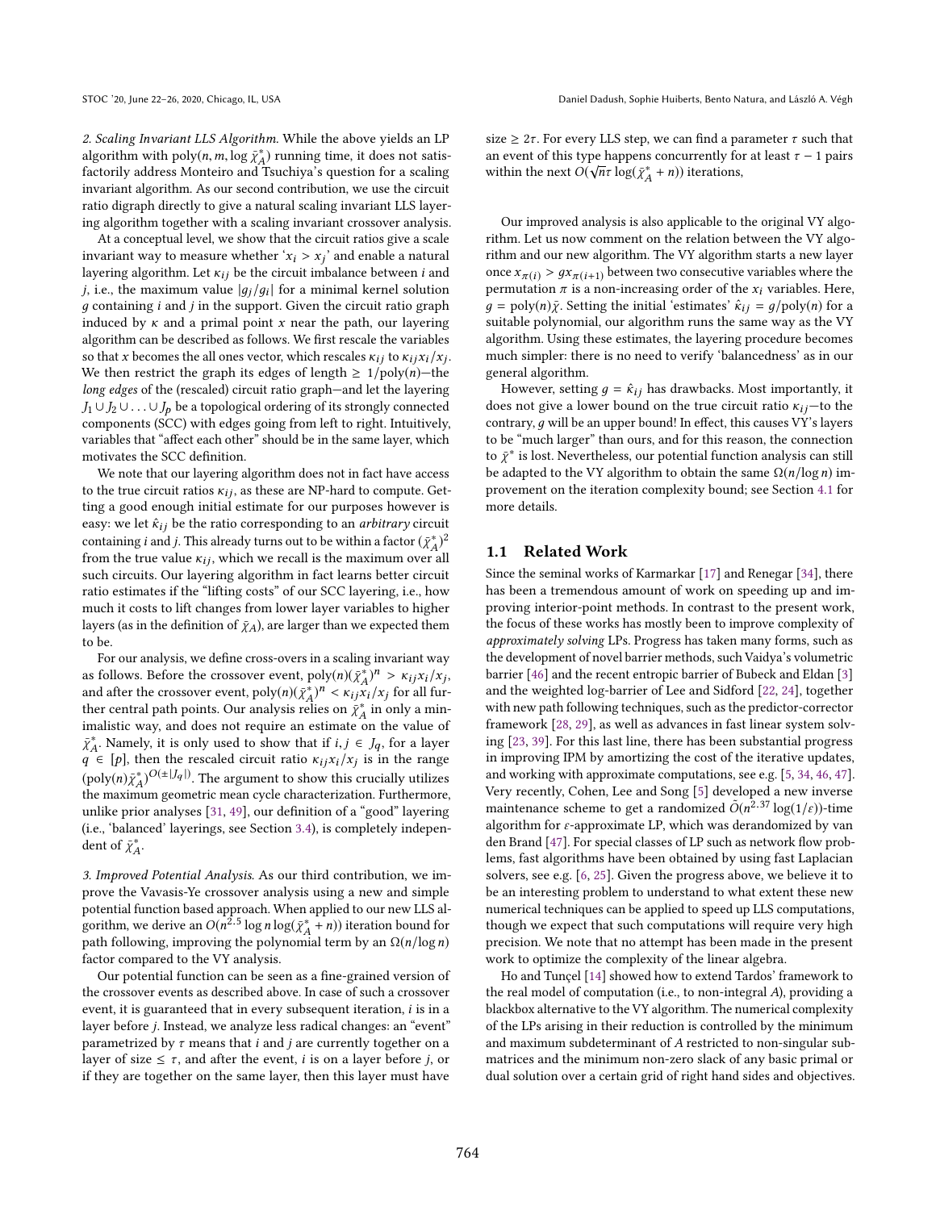*2. Scaling Invariant LLS Algorithm.* While the above yields an LP algorithm with $\text{poly}(n, m, \log \bar{\chi}^*_A)$ running time, it does not satisfactorily address Monteiro and Tsuchiya's question for a scaling invariant algorithm. As our second contribution, we use the circuit ratio digraph directly to give a natural scaling invariant LLS layering algorithm together with a scaling invariant crossover analysis.

At a conceptual level, we show that the circuit ratios give a scale invariant way to measure whether '$x_i > x_j$' and enable a natural layering algorithm. Let $\kappa_{ij}$ be the circuit imbalance between $i$ and $j$, i.e., the maximum value $|g_j/g_i|$ for a minimal kernel solution $g$ containing $i$ and $j$ in the support. Given the circuit ratio graph induced by $\kappa$ and a primal point $x$ near the path, our layering algorithm can be described as follows. We first rescale the variables so that $x$ becomes the all ones vector, which rescales $\kappa_{ij}$ to $\kappa_{ij} x_i / x_j$. We then restrict the graph its edges of length $\geq 1/\text{poly}(n)$—the *long edges* of the (rescaled) circuit ratio graph—and let the layering $J_1 \cup J_2 \cup \ldots \cup J_p$ be a topological ordering of its strongly connected components (SCC) with edges going from left to right. Intuitively, variables that "affect each other" should be in the same layer, which motivates the SCC definition.

We note that our layering algorithm does not in fact have access to the true circuit ratios $\kappa_{ij}$, as these are NP-hard to compute. Getting a good enough initial estimate for our purposes however is easy: we let $\hat{\kappa}_{ij}$ be the ratio corresponding to an *arbitrary* circuit containing $i$ and $j$. This already turns out to be within a factor $(\bar{\chi}^*_A)^2$ from the true value $\kappa_{ij}$, which we recall is the maximum over all such circuits. Our layering algorithm in fact learns better circuit ratio estimates if the "lifting costs" of our SCC layering, i.e., how much it costs to lift changes from lower layer variables to higher layers (as in the definition of $\bar{\chi}_A$), are larger than we expected them to be.

For our analysis, we define cross-overs in a scaling invariant way as follows. Before the crossover event, $\text{poly}(n)(\bar{\chi}^*_A)^n > \kappa_{ij} x_i / x_j$, and after the crossover event, $\text{poly}(n)(\bar{\chi}^*_A)^n < \kappa_{ij} x_i / x_j$ for all further central path points. Our analysis relies on $\bar{\chi}^*_A$ in only a minimalistic way, and does not require an estimate on the value of $\bar{\chi}^*_A$. Namely, it is only used to show that if $i, j \in J_q$, for a layer $q \in [p]$, then the rescaled circuit ratio $\kappa_{ij} x_i / x_j$ is in the range $(\text{poly}(n)\bar{\chi}^*_A)^{O(\pm |J_q|)}$. The argument to show this crucially utilizes the maximum geometric mean cycle characterization. Furthermore, unlike prior analyses [31, 49], our definition of a "good" layering (i.e., 'balanced' layerings, see Section 3.4), is completely independent of $\bar{\chi}^*_A$.

*3. Improved Potential Analysis.* As our third contribution, we improve the Vavasis-Ye crossover analysis using a new and simple potential function based approach. When applied to our new LLS algorithm, we derive an $O(n^{2.5} \log n \log(\bar{\chi}^*_A + n))$ iteration bound for path following, improving the polynomial term by an $\Omega(n/\log n)$ factor compared to the VY analysis.

Our potential function can be seen as a fine-grained version of the crossover events as described above. In case of such a crossover event, it is guaranteed that in every subsequent iteration, $i$ is in a layer before $j$. Instead, we analyze less radical changes: an "event" parametrized by $\tau$ means that $i$ and $j$ are currently together on a layer of size $\leq \tau$, and after the event, $i$ is on a layer before $j$, or if they are together on the same layer, then this layer must have size $\geq 2\tau$. For every LLS step, we can find a parameter $\tau$ such that an event of this type happens concurrently for at least $\tau - 1$ pairs within the next $O(\sqrt{n}\tau \log(\bar{\chi}^*_A + n))$ iterations,

Our improved analysis is also applicable to the original VY algorithm. Let us now comment on the relation between the VY algorithm and our new algorithm. The VY algorithm starts a new layer once $x_{\pi(i)} > g x_{\pi(i+1)}$ between two consecutive variables where the permutation $\pi$ is a non-increasing order of the $x_i$ variables. Here, $g = \text{poly}(n)\bar{\chi}$. Setting the initial 'estimates' $\hat{\kappa}_{ij} = g/\text{poly}(n)$ for a suitable polynomial, our algorithm runs the same way as the VY algorithm. Using these estimates, the layering procedure becomes much simpler: there is no need to verify 'balancedness' as in our general algorithm.

However, setting $g = \hat{\kappa}_{ij}$ has drawbacks. Most importantly, it does not give a lower bound on the true circuit ratio $\kappa_{ij}$—to the contrary, $g$ will be an upper bound! In effect, this causes VY's layers to be "much larger" than ours, and for this reason, the connection to $\bar{\chi}^*$ is lost. Nevertheless, our potential function analysis can still be adapted to the VY algorithm to obtain the same $\Omega(n/\log n)$ improvement on the iteration complexity bound; see Section 4.1 for more details.

## 1.1 Related Work

Since the seminal works of Karmarkar [17] and Renegar [34], there has been a tremendous amount of work on speeding up and improving interior-point methods. In contrast to the present work, the focus of these works has mostly been to improve complexity of *approximately solving* LPs. Progress has taken many forms, such as the development of novel barrier methods, such Vaidya's volumetric barrier [46] and the recent entropic barrier of Bubeck and Eldan [3] and the weighted log-barrier of Lee and Sidford [22, 24], together with new path following techniques, such as the predictor-corrector framework [28, 29], as well as advances in fast linear system solving [23, 39]. For this last line, there has been substantial progress in improving IPM by amortizing the cost of the iterative updates, and working with approximate computations, see e.g. [5, 34, 46, 47]. Very recently, Cohen, Lee and Song [5] developed a new inverse maintenance scheme to get a randomized $\tilde{O}(n^{2.37} \log(1/\varepsilon))$-time algorithm for $\varepsilon$-approximate LP, which was derandomized by van den Brand [47]. For special classes of LP such as network flow problems, fast algorithms have been obtained by using fast Laplacian solvers, see e.g. [6, 25]. Given the progress above, we believe it to be an interesting problem to understand to what extent these new numerical techniques can be applied to speed up LLS computations, though we expect that such computations will require very high precision. We note that no attempt has been made in the present work to optimize the complexity of the linear algebra.

Ho and Tunçel [14] showed how to extend Tardos' framework to the real model of computation (i.e., to non-integral $A$), providing a blackbox alternative to the VY algorithm. The numerical complexity of the LPs arising in their reduction is controlled by the minimum and maximum subdeterminant of $A$ restricted to non-singular submatrices and the minimum non-zero slack of any basic primal or dual solution over a certain grid of right hand sides and objectives.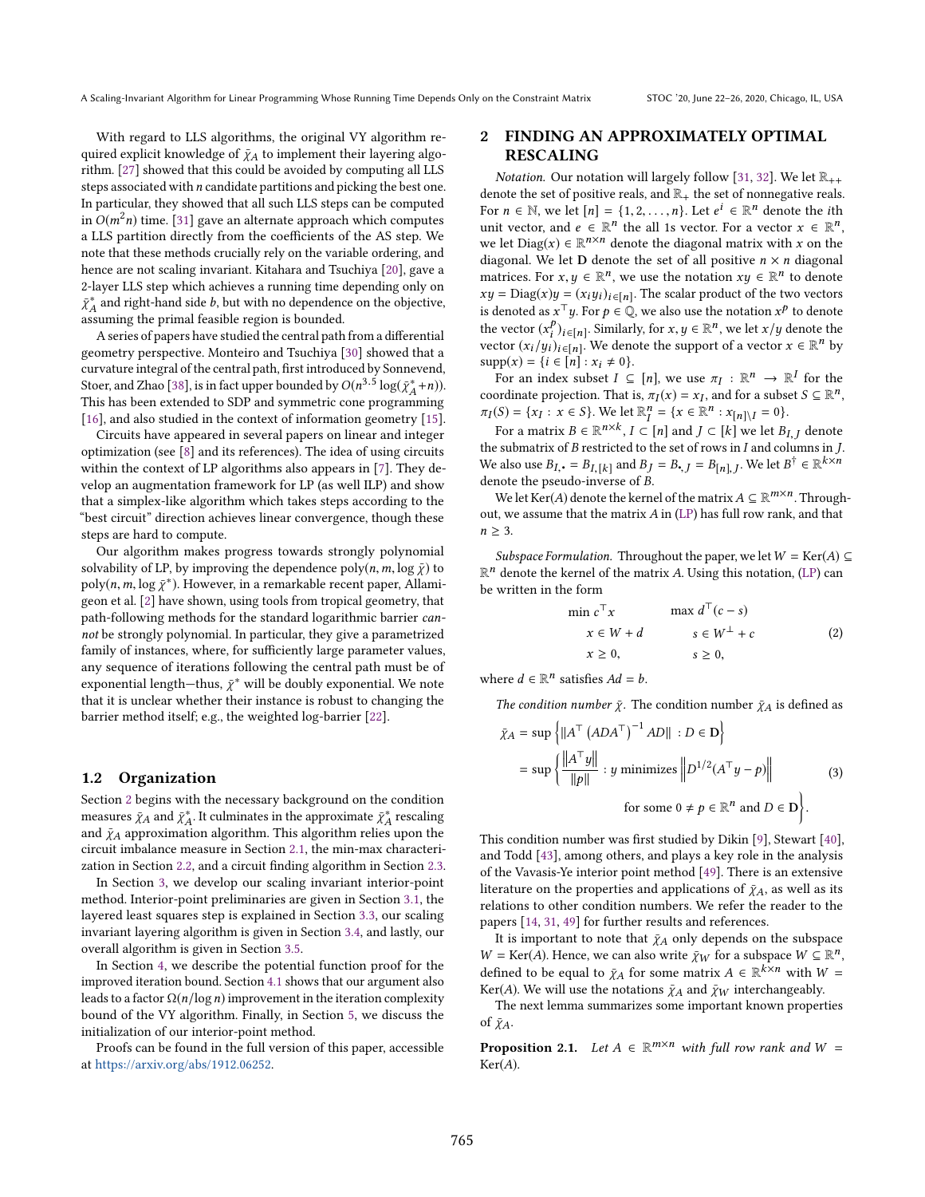With regard to LLS algorithms, the original VY algorithm required explicit knowledge of $\bar{\chi}_A$ to implement their layering algorithm. [27] showed that this could be avoided by computing all LLS steps associated with $n$ candidate partitions and picking the best one. In particular, they showed that all such LLS steps can be computed in $O(m^2 n)$ time. [31] gave an alternate approach which computes a LLS partition directly from the coefficients of the AS step. We note that these methods crucially rely on the variable ordering, and hence are not scaling invariant. Kitahara and Tsuchiya [20], gave a 2-layer LLS step which achieves a running time depending only on $\bar{\chi}_A^*$ and right-hand side $b$, but with no dependence on the objective, assuming the primal feasible region is bounded.

A series of papers have studied the central path from a differential geometry perspective. Monteiro and Tsuchiya [30] showed that a curvature integral of the central path, first introduced by Sonnevend, Stoer, and Zhao [38], is in fact upper bounded by $O(n^{3.5} \log(\bar{\chi}_A^* + n))$. This has been extended to SDP and symmetric cone programming [16], and also studied in the context of information geometry [15].

Circuits have appeared in several papers on linear and integer optimization (see [8] and its references). The idea of using circuits within the context of LP algorithms also appears in [7]. They develop an augmentation framework for LP (as well ILP) and show that a simplex-like algorithm which takes steps according to the "best circuit" direction achieves linear convergence, though these steps are hard to compute.

Our algorithm makes progress towards strongly polynomial solvability of LP, by improving the dependence poly$(n, m, \log \bar{\chi})$ to poly$(n, m, \log \bar{\chi}^*)$. However, in a remarkable recent paper, Allamigeon et al. [2] have shown, using tools from tropical geometry, that path-following methods for the standard logarithmic barrier *cannot* be strongly polynomial. In particular, they give a parametrized family of instances, where, for sufficiently large parameter values, any sequence of iterations following the central path must be of exponential length—thus, $\bar{\chi}^*$ will be doubly exponential. We note that it is unclear whether their instance is robust to changing the barrier method itself; e.g., the weighted log-barrier [22].

### 1.2 Organization

Section 2 begins with the necessary background on the condition measures $\bar{\chi}_A$ and $\bar{\chi}_A^*$. It culminates in the approximate $\bar{\chi}_A^*$ rescaling and $\bar{\chi}_A$ approximation algorithm. This algorithm relies upon the circuit imbalance measure in Section 2.1, the min-max characterization in Section 2.2, and a circuit finding algorithm in Section 2.3.

In Section 3, we develop our scaling invariant interior-point method. Interior-point preliminaries are given in Section 3.1, the layered least squares step is explained in Section 3.3, our scaling invariant layering algorithm is given in Section 3.4, and lastly, our overall algorithm is given in Section 3.5.

In Section 4, we describe the potential function proof for the improved iteration bound. Section 4.1 shows that our argument also leads to a factor $\Omega(n/\log n)$ improvement in the iteration complexity bound of the VY algorithm. Finally, in Section 5, we discuss the initialization of our interior-point method.

Proofs can be found in the full version of this paper, accessible at https://arxiv.org/abs/1912.06252.

## 2 FINDING AN APPROXIMATELY OPTIMAL RESCALING

*Notation.* Our notation will largely follow [31, 32]. We let $\mathbb{R}_{++}$ denote the set of positive reals, and $\mathbb{R}_+$ the set of nonnegative reals. For $n \in \mathbb{N}$, we let $[n] = \{1, 2, \ldots, n\}$. Let $e^i \in \mathbb{R}^n$ denote the $i$th unit vector, and $e \in \mathbb{R}^n$ the all 1s vector. For a vector $x \in \mathbb{R}^n$, we let $\mathrm{Diag}(x) \in \mathbb{R}^{n \times n}$ denote the diagonal matrix with $x$ on the diagonal. We let $\mathbf{D}$ denote the set of all positive $n \times n$ diagonal matrices. For $x, y \in \mathbb{R}^n$, we use the notation $xy \in \mathbb{R}^n$ to denote $xy = \mathrm{Diag}(x)y = (x_i y_i)_{i \in [n]}$. The scalar product of the two vectors is denoted as $x^\top y$. For $p \in \mathbb{Q}$, we also use the notation $x^p$ to denote the vector $(x_i^p)_{i \in [n]}$. Similarly, for $x, y \in \mathbb{R}^n$, we let $x/y$ denote the vector $(x_i/y_i)_{i \in [n]}$. We denote the support of a vector $x \in \mathbb{R}^n$ by $\mathrm{supp}(x) = \{i \in [n] : x_i \neq 0\}$.

For an index subset $I \subseteq [n]$, we use $\pi_I : \mathbb{R}^n \to \mathbb{R}^I$ for the coordinate projection. That is, $\pi_I(x) = x_I$, and for a subset $S \subseteq \mathbb{R}^n$, $\pi_I(S) = \{x_I : x \in S\}$. We let $\mathbb{R}_I^n = \{x \in \mathbb{R}^n : x_{[n]\setminus I} = 0\}$.

For a matrix $B \in \mathbb{R}^{n \times k}$, $I \subset [n]$ and $J \subset [k]$ we let $B_{I,J}$ denote the submatrix of $B$ restricted to the set of rows in $I$ and columns in $J$. We also use $B_{I,\bullet} = B_{I,[k]}$ and $B_J = B_{\bullet,J} = B_{[n],J}$. We let $B^\dagger \in \mathbb{R}^{k \times n}$ denote the pseudo-inverse of $B$.

We let $\mathrm{Ker}(A)$ denote the kernel of the matrix $A \subseteq \mathbb{R}^{m \times n}$. Throughout, we assume that the matrix $A$ in (LP) has full row rank, and that $n \geq 3$.

*Subspace Formulation.* Throughout the paper, we let $W = \mathrm{Ker}(A) \subseteq \mathbb{R}^n$ denote the kernel of the matrix $A$. Using this notation, (LP) can be written in the form

$$
\begin{aligned}
\min\ & c^\top x & \qquad \max\ & d^\top (c - s) \\
& x \in W + d & & s \in W^\perp + c \\
& x \geq 0, & & s \geq 0,
\end{aligned}
\tag{2}
$$

where $d \in \mathbb{R}^n$ satisfies $Ad = b$.

*The condition number $\bar{\chi}$.* The condition number $\bar{\chi}_A$ is defined as

$$
\begin{aligned}
\bar{\chi}_A &= \sup \left\{ \left\| A^\top \left( A D A^\top \right)^{-1} A D \right\| : D \in \mathbf{D} \right\} \\
&= \sup \left\{ \frac{\left\| A^\top y \right\|}{\|p\|} : y \text{ minimizes } \left\| D^{1/2}(A^\top y - p) \right\| \right. \\
&\qquad \left. \text{for some } 0 \neq p \in \mathbb{R}^n \text{ and } D \in \mathbf{D} \right\}.
\end{aligned}
\tag{3}
$$

This condition number was first studied by Dikin [9], Stewart [40], and Todd [43], among others, and plays a key role in the analysis of the Vavasis-Ye interior point method [49]. There is an extensive literature on the properties and applications of $\bar{\chi}_A$, as well as its relations to other condition numbers. We refer the reader to the papers [14, 31, 49] for further results and references.

It is important to note that $\bar{\chi}_A$ only depends on the subspace $W = \mathrm{Ker}(A)$. Hence, we can also write $\bar{\chi}_W$ for a subspace $W \subseteq \mathbb{R}^n$, defined to be equal to $\bar{\chi}_A$ for some matrix $A \in \mathbb{R}^{k \times n}$ with $W = \mathrm{Ker}(A)$. We will use the notations $\bar{\chi}_A$ and $\bar{\chi}_W$ interchangeably.

The next lemma summarizes some important known properties of $\bar{\chi}_A$.

**Proposition 2.1.** *Let $A \in \mathbb{R}^{m \times n}$ with full row rank and $W = \mathrm{Ker}(A)$.*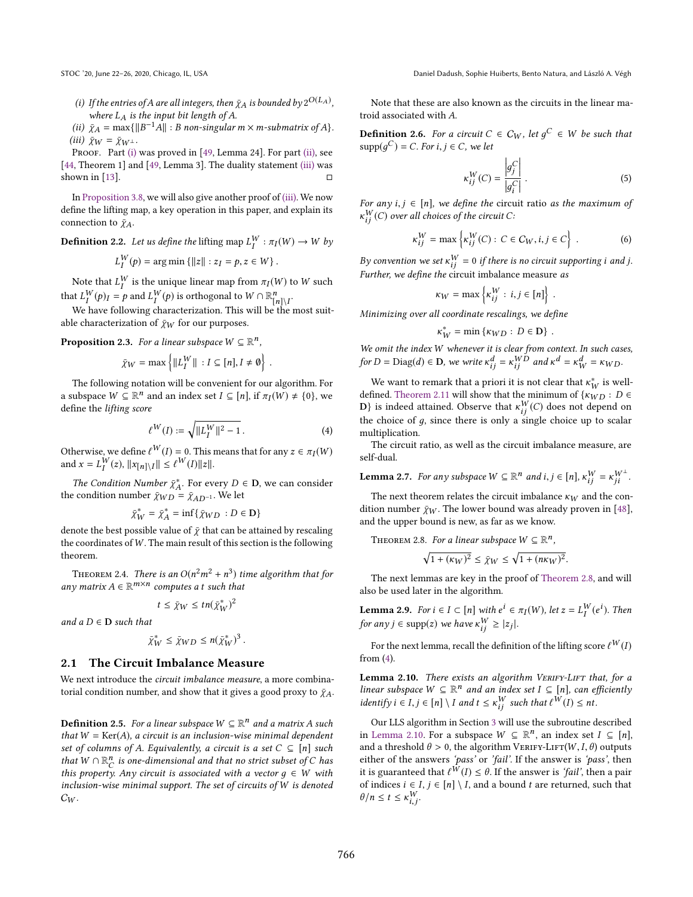(i) *If the entries of $A$ are all integers, then $\bar{\chi}_A$ is bounded by $2^{O(L_A)}$, where $L_A$ is the input bit length of $A$.*

(ii) $\bar{\chi}_A = \max\{\|B^{-1}A\| : B$ *non-singular* $m \times m$*-submatrix of* $A\}$.

(iii) $\bar{\chi}_W = \bar{\chi}_{W^\perp}$.

Proof. Part (i) was proved in [49, Lemma 24]. For part (ii), see [44, Theorem 1] and [49, Lemma 3]. The duality statement (iii) was shown in [13]. □

In Proposition 3.8, we will also give another proof of (iii). We now define the lifting map, a key operation in this paper, and explain its connection to $\bar{\chi}_A$.

**Definition 2.2.** *Let us define the* lifting map $L_I^W : \pi_I(W) \to W$ *by*

$$L_I^W(p) = \arg\min\{\|z\| : z_I = p, z \in W\}.$$

Note that $L_I^W$ is the unique linear map from $\pi_I(W)$ to $W$ such that $L_I^W(p)_I = p$ and $L_I^W(p)$ is orthogonal to $W \cap \mathbb{R}^n_{[n]\setminus I}$.

We have following characterization. This will be the most suitable characterization of $\bar{\chi}_W$ for our purposes.

**Proposition 2.3.** *For a linear subspace $W \subseteq \mathbb{R}^n$,*

$$\bar{\chi}_W = \max\left\{\|L_I^W\| \ : I \subseteq [n], I \neq \emptyset\right\}.$$

The following notation will be convenient for our algorithm. For a subspace $W \subseteq \mathbb{R}^n$ and an index set $I \subseteq [n]$, if $\pi_I(W) \neq \{0\}$, we define the *lifting score*

$$\ell^W(I) := \sqrt{\|L_I^W\|^2 - 1}. \tag{4}$$

Otherwise, we define $\ell^W(I) = 0$. This means that for any $z \in \pi_I(W)$ and $x = L_I^W(z)$, $\|x_{[n]\setminus I}\| \le \ell^W(I)\|z\|$.

*The Condition Number $\bar{\chi}_A^*$.* For every $D \in \mathbf{D}$, we can consider the condition number $\bar{\chi}_{WD} = \bar{\chi}_{AD^{-1}}$. We let

$$\bar{\chi}_W^* = \bar{\chi}_A^* = \inf\{\bar{\chi}_{WD} \ : D \in \mathbf{D}\}$$

denote the best possible value of $\bar{\chi}$ that can be attained by rescaling the coordinates of $W$. The main result of this section is the following theorem.

**Theorem 2.4.** *There is an $O(n^2m^2 + n^3)$ time algorithm that for any matrix $A \in \mathbb{R}^{m\times n}$ computes a $t$ such that*

$$t \le \bar{\chi}_W \le tn(\bar{\chi}_W^*)^2$$

*and a $D \in \mathbf{D}$ such that*

$$\bar{\chi}_W^* \le \bar{\chi}_{WD} \le n(\bar{\chi}_W^*)^3.$$

## 2.1 The Circuit Imbalance Measure

We next introduce the *circuit imbalance measure*, a more combinatorial condition number, and show that it gives a good proxy to $\bar{\chi}_A$.

**Definition 2.5.** *For a linear subspace $W \subseteq \mathbb{R}^n$ and a matrix $A$ such that $W = \mathrm{Ker}(A)$, a circuit is an inclusion-wise minimal dependent set of columns of $A$. Equivalently, a circuit is a set $C \subseteq [n]$ such that $W \cap \mathbb{R}^n_C$ is one-dimensional and that no strict subset of $C$ has this property. Any circuit is associated with a vector $g \in W$ with inclusion-wise minimal support. The set of circuits of $W$ is denoted $\mathcal{C}_W$.*

Note that these are also known as the circuits in the linear matroid associated with $A$.

**Definition 2.6.** *For a circuit $C \in \mathcal{C}_W$, let $g^C \in W$ be such that $\mathrm{supp}(g^C) = C$. For $i, j \in C$, we let*

$$\kappa_{ij}^W(C) = \frac{\left|g_j^C\right|}{\left|g_i^C\right|}. \tag{5}$$

*For any $i, j \in [n]$, we define the* circuit ratio *as the maximum of $\kappa_{ij}^W(C)$ over all choices of the circuit $C$:*

$$\kappa_{ij}^W = \max\left\{\kappa_{ij}^W(C) : C \in \mathcal{C}_W, i, j \in C\right\}. \tag{6}$$

*By convention we set $\kappa_{ij}^W = 0$ if there is no circuit supporting $i$ and $j$. Further, we define the* circuit imbalance measure *as*

$$\kappa_W = \max\left\{\kappa_{ij}^W \ : \ i, j \in [n]\right\}.$$

*Minimizing over all coordinate rescalings, we define*

$$\kappa_W^* = \min\left\{\kappa_{WD} \ : \ D \in \mathbf{D}\right\}.$$

*We omit the index $W$ whenever it is clear from context. In such cases, for $D = \mathrm{Diag}(d) \in \mathbf{D}$, we write $\kappa_{ij}^d = \kappa_{ij}^{WD}$ and $\kappa^d = \kappa_W^d = \kappa_{WD}$.*

We want to remark that a priori it is not clear that $\kappa_W^*$ is well-defined. Theorem 2.11 will show that the minimum of $\{\kappa_{WD} : D \in \mathbf{D}\}$ is indeed attained. Observe that $\kappa_{ij}^W(C)$ does not depend on the choice of $g$, since there is only a single choice up to scalar multiplication.

The circuit ratio, as well as the circuit imbalance measure, are self-dual.

**Lemma 2.7.** *For any subspace $W \subseteq \mathbb{R}^n$ and $i, j \in [n]$, $\kappa_{ij}^W = \kappa_{ji}^{W^\perp}$.*

The next theorem relates the circuit imbalance $\kappa_W$ and the condition number $\bar{\chi}_W$. The lower bound was already proven in [48], and the upper bound is new, as far as we know.

**Theorem 2.8.** *For a linear subspace $W \subseteq \mathbb{R}^n$,*

$$\sqrt{1 + (\kappa_W)^2} \le \bar{\chi}_W \le \sqrt{1 + (n\kappa_W)^2}.$$

The next lemmas are key in the proof of Theorem 2.8, and will also be used later in the algorithm.

**Lemma 2.9.** *For $i \in I \subset [n]$ with $e^i \in \pi_I(W)$, let $z = L_I^W(e^i)$. Then for any $j \in \mathrm{supp}(z)$ we have $\kappa_{ij}^W \ge |z_j|$.*

For the next lemma, recall the definition of the lifting score $\ell^W(I)$ from (4).

**Lemma 2.10.** *There exists an algorithm* Verify-Lift *that, for a linear subspace $W \subseteq \mathbb{R}^n$ and an index set $I \subseteq [n]$, can efficiently identify $i \in I, j \in [n] \setminus I$ and $t \le \kappa_{ij}^W$ such that $\ell^W(I) \le nt$.*

Our LLS algorithm in Section 3 will use the subroutine described in Lemma 2.10. For a subspace $W \subseteq \mathbb{R}^n$, an index set $I \subseteq [n]$, and a threshold $\theta > 0$, the algorithm Verify-Lift$(W, I, \theta)$ outputs either of the answers *'pass'* or *'fail'*. If the answer is *'pass'*, then it is guaranteed that $\ell^W(I) \le \theta$. If the answer is *'fail'*, then a pair of indices $i \in I$, $j \in [n] \setminus I$, and a bound $t$ are returned, such that $\theta/n \le t \le \kappa_{i,j}^W$.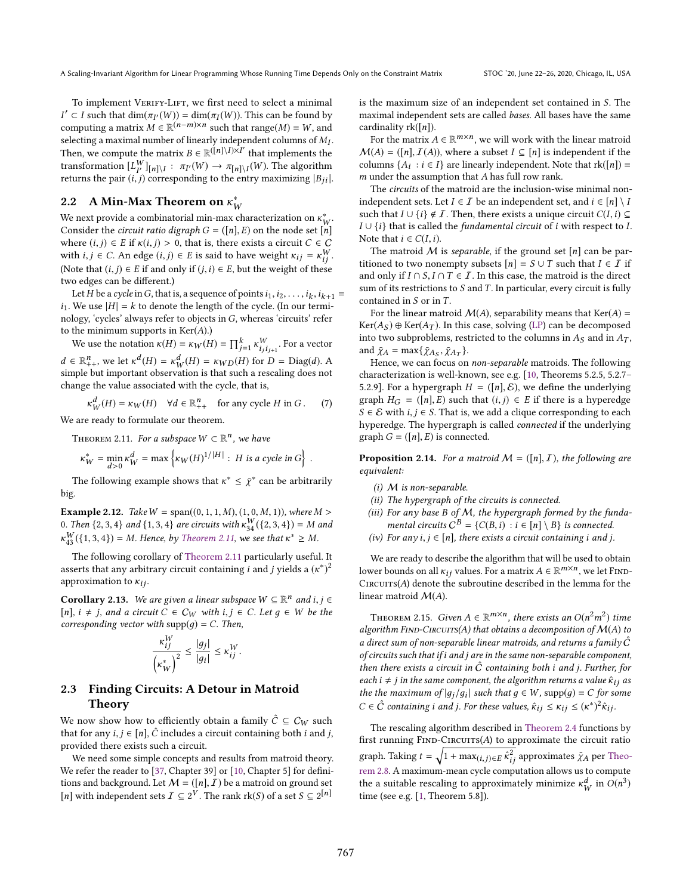To implement Verify-Lift, we first need to select a minimal $I' \subset I$ such that $\dim(\pi_{I'}(W)) = \dim(\pi_I(W))$. This can be found by computing a matrix $M \in \mathbb{R}^{(n-m)\times n}$ such that range$(M) = W$, and selecting a maximal number of linearly independent columns of $M_I$. Then, we compute the matrix $B \in \mathbb{R}^{([n]\setminus I)\times I'}$ that implements the transformation $[L^W_{I'}]_{[n]\setminus I} : \pi_{I'}(W) \to \pi_{[n]\setminus I}(W)$. The algorithm returns the pair $(i, j)$ corresponding to the entry maximizing $|B_{ji}|$.

## 2.2 A Min-Max Theorem on $\kappa^*_W$

We next provide a combinatorial min-max characterization on $\kappa^*_W$. Consider the *circuit ratio digraph* $G = ([n], E)$ on the node set $[n]$ where $(i, j) \in E$ if $\kappa(i, j) > 0$, that is, there exists a circuit $C \in \mathcal{C}$ with $i, j \in C$. An edge $(i, j) \in E$ is said to have weight $\kappa_{ij} = \kappa^W_{ij}$. (Note that $(i, j) \in E$ if and only if $(j, i) \in E$, but the weight of these two edges can be different.)

Let $H$ be a *cycle* in $G$, that is, a sequence of points $i_1, i_2, \ldots, i_k, i_{k+1} = i_1$. We use $|H| = k$ to denote the length of the cycle. (In our terminology, 'cycles' always refer to objects in $G$, whereas 'circuits' refer to the minimum supports in $\mathrm{Ker}(A)$.)

We use the notation $\kappa(H) = \kappa_W(H) = \prod_{j=1}^{k} \kappa^W_{i_j i_{j+1}}$. For a vector $d \in \mathbb{R}^n_{++}$, we let $\kappa^d(H) = \kappa^d_W(H) = \kappa_{WD}(H)$ for $D = \mathrm{Diag}(d)$. A simple but important observation is that such a rescaling does not change the value associated with the cycle, that is,

$$\kappa^d_W(H) = \kappa_W(H) \quad \forall d \in \mathbb{R}^n_{++} \quad \text{for any cycle } H \text{ in } G\,. \tag{7}$$

We are ready to formulate our theorem.

Theorem 2.11. *For a subspace $W \subset \mathbb{R}^n$, we have*

$$\kappa^*_W = \min_{d>0} \kappa^d_W = \max\left\{\kappa_W(H)^{1/|H|} : \ H \text{ is a cycle in } G\right\}\,.$$

The following example shows that $\kappa^* \le \bar{\chi}^*$ can be arbitrarily big.

**Example 2.12.** *Take $W = \mathrm{span}((0, 1, 1, M), (1, 0, M, 1))$, where $M > 0$. Then $\{2, 3, 4\}$ and $\{1, 3, 4\}$ are circuits with $\kappa^W_{34}(\{2, 3, 4\}) = M$ and $\kappa^W_{43}(\{1, 3, 4\}) = M$. Hence, by Theorem 2.11, we see that $\kappa^* \ge M$.*

The following corollary of Theorem 2.11 particularly useful. It asserts that any arbitrary circuit containing $i$ and $j$ yields a $(\kappa^*)^2$ approximation to $\kappa_{ij}$.

**Corollary 2.13.** *We are given a linear subspace $W \subseteq \mathbb{R}^n$ and $i, j \in [n]$, $i \ne j$, and a circuit $C \in \mathcal{C}_W$ with $i, j \in C$. Let $g \in W$ be the corresponding vector with $\mathrm{supp}(g) = C$. Then,*

$$\frac{\kappa^W_{ij}}{\left(\kappa^*_W\right)^2} \le \frac{|g_j|}{|g_i|} \le \kappa^W_{ij}\,.$$

## 2.3 Finding Circuits: A Detour in Matroid Theory

We now show how to efficiently obtain a family $\hat{C} \subseteq \mathcal{C}_W$ such that for any $i, j \in [n]$, $\hat{C}$ includes a circuit containing both $i$ and $j$, provided there exists such a circuit.

We need some simple concepts and results from matroid theory. We refer the reader to [37, Chapter 39] or [10, Chapter 5] for definitions and background. Let $\mathcal{M} = ([n], \mathcal{I})$ be a matroid on ground set $[n]$ with independent sets $\mathcal{I} \subseteq 2^V$. The rank $\mathrm{rk}(S)$ of a set $S \subseteq 2^{[n]}$ is the maximum size of an independent set contained in $S$. The maximal independent sets are called *bases*. All bases have the same cardinality $\mathrm{rk}([n])$.

For the matrix $A \in \mathbb{R}^{m\times n}$, we will work with the linear matroid $\mathcal{M}(A) = ([n], \mathcal{I}(A))$, where a subset $I \subseteq [n]$ is independent if the columns $\{A_i : i \in I\}$ are linearly independent. Note that $\mathrm{rk}([n]) = m$ under the assumption that $A$ has full row rank.

The *circuits* of the matroid are the inclusion-wise minimal non-independent sets. Let $I \in \mathcal{I}$ be an independent set, and $i \in [n] \setminus I$ such that $I \cup \{i\} \notin \mathcal{I}$. Then, there exists a unique circuit $C(I, i) \subseteq I \cup \{i\}$ that is called the *fundamental circuit* of $i$ with respect to $I$. Note that $i \in C(I, i)$.

The matroid $\mathcal{M}$ is *separable*, if the ground set $[n]$ can be partitioned to two nonempty subsets $[n] = S \cup T$ such that $I \in \mathcal{I}$ if and only if $I \cap S, I \cap T \in \mathcal{I}$. In this case, the matroid is the direct sum of its restrictions to $S$ and $T$. In particular, every circuit is fully contained in $S$ or in $T$.

For the linear matroid $\mathcal{M}(A)$, separability means that $\mathrm{Ker}(A) = \mathrm{Ker}(A_S) \oplus \mathrm{Ker}(A_T)$. In this case, solving (LP) can be decomposed into two subproblems, restricted to the columns in $A_S$ and in $A_T$, and $\bar{\chi}_A = \max\{\bar{\chi}_{A_S}, \bar{\chi}_{A_T}\}$.

Hence, we can focus on *non-separable* matroids. The following characterization is well-known, see e.g. [10, Theorems 5.2.5, 5.2.7–5.2.9]. For a hypergraph $H = ([n], \mathcal{E})$, we define the underlying graph $H_G = ([n], E)$ such that $(i, j) \in E$ if there is a hyperedge $S \in \mathcal{E}$ with $i, j \in S$. That is, we add a clique corresponding to each hyperedge. The hypergraph is called *connected* if the underlying graph $G = ([n], E)$ is connected.

**Proposition 2.14.** *For a matroid $\mathcal{M} = ([n], \mathcal{I})$, the following are equivalent:*

*(i) $\mathcal{M}$ is non-separable.*
*(ii) The hypergraph of the circuits is connected.*
*(iii) For any base $B$ of $\mathcal{M}$, the hypergraph formed by the fundamental circuits $\mathcal{C}^B = \{C(B, i) : i \in [n] \setminus B\}$ is connected.*
*(iv) For any $i, j \in [n]$, there exists a circuit containing $i$ and $j$.*

We are ready to describe the algorithm that will be used to obtain lower bounds on all $\kappa_{ij}$ values. For a matrix $A \in \mathbb{R}^{m\times n}$, we let Find-Circuits$(A)$ denote the subroutine described in the lemma for the linear matroid $\mathcal{M}(A)$.

Theorem 2.15. *Given $A \in \mathbb{R}^{m\times n}$, there exists an $O(n^2m^2)$ time algorithm Find-Circuits(A) that obtains a decomposition of $\mathcal{M}(A)$ to a direct sum of non-separable linear matroids, and returns a family $\hat{C}$ of circuits such that if $i$ and $j$ are in the same non-separable component, then there exists a circuit in $\hat{C}$ containing both $i$ and $j$. Further, for each $i \ne j$ in the same component, the algorithm returns a value $\hat{\kappa}_{ij}$ as the the maximum of $|g_j/g_i|$ such that $g \in W$, $\mathrm{supp}(g) = C$ for some $C \in \hat{C}$ containing $i$ and $j$. For these values, $\hat{\kappa}_{ij} \le \kappa_{ij} \le (\kappa^*)^2\hat{\kappa}_{ij}$.*

The rescaling algorithm described in Theorem 2.4 functions by first running Find-Circuits$(A)$ to approximate the circuit ratio graph. Taking $t = \sqrt{1 + \max_{(i,j)\in E} \hat{\kappa}^2_{ij}}$ approximates $\bar{\chi}_A$ per Theorem 2.8. A maximum-mean cycle computation allows us to compute the a suitable rescaling to approximately minimize $\kappa^d_W$ in $O(n^3)$ time (see e.g. [1, Theorem 5.8]).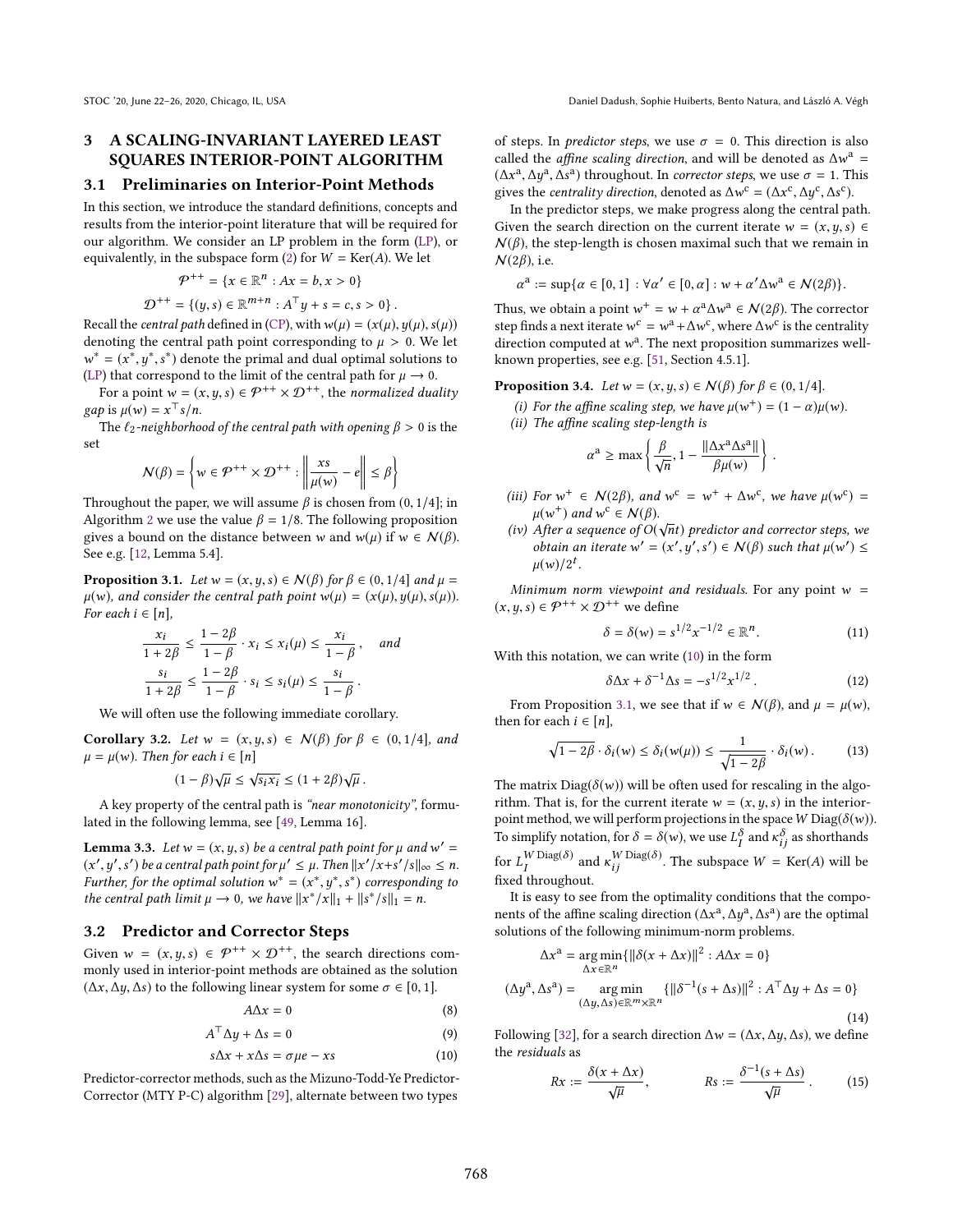## 3 A SCALING-INVARIANT LAYERED LEAST SQUARES INTERIOR-POINT ALGORITHM

### 3.1 Preliminaries on Interior-Point Methods

In this section, we introduce the standard definitions, concepts and results from the interior-point literature that will be required for our algorithm. We consider an LP problem in the form (LP), or equivalently, in the subspace form (2) for $W = \operatorname{Ker}(A)$. We let

$$\mathcal{P}^{++} = \{x \in \mathbb{R}^n : Ax = b, x > 0\}$$

$$\mathcal{D}^{++} = \{(y, s) \in \mathbb{R}^{m+n} : A^\top y + s = c, s > 0\}.$$

Recall the *central path* defined in (CP), with $w(\mu) = (x(\mu), y(\mu), s(\mu))$ denoting the central path point corresponding to $\mu > 0$. We let $w^* = (x^*, y^*, s^*)$ denote the primal and dual optimal solutions to (LP) that correspond to the limit of the central path for $\mu \to 0$.

For a point $w = (x, y, s) \in \mathcal{P}^{++} \times \mathcal{D}^{++}$, the *normalized duality gap* is $\mu(w) = x^\top s/n$.

The $\ell_2$-*neighborhood of the central path with opening* $\beta > 0$ is the set

$$\mathcal{N}(\beta) = \left\{ w \in \mathcal{P}^{++} \times \mathcal{D}^{++} : \left\| \frac{xs}{\mu(w)} - e \right\| \le \beta \right\}$$

Throughout the paper, we will assume $\beta$ is chosen from $(0, 1/4]$; in Algorithm 2 we use the value $\beta = 1/8$. The following proposition gives a bound on the distance between $w$ and $w(\mu)$ if $w \in \mathcal{N}(\beta)$. See e.g. [12, Lemma 5.4].

**Proposition 3.1.** *Let $w = (x, y, s) \in \mathcal{N}(\beta)$ for $\beta \in (0, 1/4]$ and $\mu = \mu(w)$, and consider the central path point $w(\mu) = (x(\mu), y(\mu), s(\mu))$. For each $i \in [n]$,*

$$\frac{x_i}{1 + 2\beta} \le \frac{1 - 2\beta}{1 - \beta} \cdot x_i \le x_i(\mu) \le \frac{x_i}{1 - \beta}, \quad \text{and}$$

$$\frac{s_i}{1 + 2\beta} \le \frac{1 - 2\beta}{1 - \beta} \cdot s_i \le s_i(\mu) \le \frac{s_i}{1 - \beta}.$$

We will often use the following immediate corollary.

**Corollary 3.2.** *Let $w = (x, y, s) \in \mathcal{N}(\beta)$ for $\beta \in (0, 1/4]$, and $\mu = \mu(w)$. Then for each $i \in [n]$*

$$(1 - \beta)\sqrt{\mu} \le \sqrt{s_i x_i} \le (1 + 2\beta)\sqrt{\mu}.$$

A key property of the central path is *"near monotonicity"*, formulated in the following lemma, see [49, Lemma 16].

**Lemma 3.3.** *Let $w = (x, y, s)$ be a central path point for $\mu$ and $w' = (x', y', s')$ be a central path point for $\mu' \le \mu$. Then $\|x'/x + s'/s\|_\infty \le n$. Further, for the optimal solution $w^* = (x^*, y^*, s^*)$ corresponding to the central path limit $\mu \to 0$, we have $\|x^*/x\|_1 + \|s^*/s\|_1 = n$.*

### 3.2 Predictor and Corrector Steps

Given $w = (x, y, s) \in \mathcal{P}^{++} \times \mathcal{D}^{++}$, the search directions commonly used in interior-point methods are obtained as the solution $(\Delta x, \Delta y, \Delta s)$ to the following linear system for some $\sigma \in [0, 1]$.

$$A\Delta x = 0 \tag{8}$$

$$A^\top \Delta y + \Delta s = 0 \tag{9}$$

$$s\Delta x + x\Delta s = \sigma\mu e - xs \tag{10}$$

Predictor-corrector methods, such as the Mizuno-Todd-Ye Predictor-Corrector (MTY P-C) algorithm [29], alternate between two types of steps. In *predictor steps*, we use $\sigma = 0$. This direction is also called the *affine scaling direction*, and will be denoted as $\Delta w^{\mathrm{a}} = (\Delta x^{\mathrm{a}}, \Delta y^{\mathrm{a}}, \Delta s^{\mathrm{a}})$ throughout. In *corrector steps*, we use $\sigma = 1$. This gives the *centrality direction*, denoted as $\Delta w^{\mathrm{c}} = (\Delta x^{\mathrm{c}}, \Delta y^{\mathrm{c}}, \Delta s^{\mathrm{c}})$.

In the predictor steps, we make progress along the central path. Given the search direction on the current iterate $w = (x, y, s) \in \mathcal{N}(\beta)$, the step-length is chosen maximal such that we remain in $\mathcal{N}(2\beta)$, i.e.

$$\alpha^{\mathrm{a}} := \sup\{\alpha \in [0, 1] : \forall \alpha' \in [0, \alpha] : w + \alpha' \Delta w^{\mathrm{a}} \in \mathcal{N}(2\beta)\}.$$

Thus, we obtain a point $w^+ = w + \alpha^{\mathrm{a}} \Delta w^{\mathrm{a}} \in \mathcal{N}(2\beta)$. The corrector step finds a next iterate $w^{\mathrm{c}} = w^{\mathrm{a}} + \Delta w^{\mathrm{c}}$, where $\Delta w^{\mathrm{c}}$ is the centrality direction computed at $w^{\mathrm{a}}$. The next proposition summarizes well-known properties, see e.g. [51, Section 4.5.1].

**Proposition 3.4.** *Let $w = (x, y, s) \in \mathcal{N}(\beta)$ for $\beta \in (0, 1/4]$.*

*(i) For the affine scaling step, we have $\mu(w^+) = (1 - \alpha)\mu(w)$.*

*(ii) The affine scaling step-length is*

$$\alpha^{\mathrm{a}} \ge \max\left\{ \frac{\beta}{\sqrt{n}}, 1 - \frac{\|\Delta x^{\mathrm{a}} \Delta s^{\mathrm{a}}\|}{\beta\mu(w)} \right\}.$$

*(iii) For $w^+ \in \mathcal{N}(2\beta)$, and $w^{\mathrm{c}} = w^+ + \Delta w^{\mathrm{c}}$, we have $\mu(w^{\mathrm{c}}) = \mu(w^+)$ and $w^{\mathrm{c}} \in \mathcal{N}(\beta)$.*

*(iv) After a sequence of $O(\sqrt{n}t)$ predictor and corrector steps, we obtain an iterate $w' = (x', y', s') \in \mathcal{N}(\beta)$ such that $\mu(w') \le \mu(w)/2^t$.*

*Minimum norm viewpoint and residuals.* For any point $w = (x, y, s) \in \mathcal{P}^{++} \times \mathcal{D}^{++}$ we define

$$\delta = \delta(w) = s^{1/2} x^{-1/2} \in \mathbb{R}^n. \tag{11}$$

With this notation, we can write (10) in the form

$$\delta\Delta x + \delta^{-1}\Delta s = -s^{1/2} x^{1/2}. \tag{12}$$

From Proposition 3.1, we see that if $w \in \mathcal{N}(\beta)$, and $\mu = \mu(w)$, then for each $i \in [n]$,

$$\sqrt{1 - 2\beta} \cdot \delta_i(w) \le \delta_i(w(\mu)) \le \frac{1}{\sqrt{1 - 2\beta}} \cdot \delta_i(w). \tag{13}$$

The matrix $\operatorname{Diag}(\delta(w))$ will be often used for rescaling in the algorithm. That is, for the current iterate $w = (x, y, s)$ in the interior-point method, we will perform projections in the space $W \operatorname{Diag}(\delta(w))$. To simplify notation, for $\delta = \delta(w)$, we use $L_I^\delta$ and $\kappa_{ij}^\delta$ as shorthands for $L_I^{W \operatorname{Diag}(\delta)}$ and $\kappa_{ij}^{W \operatorname{Diag}(\delta)}$. The subspace $W = \operatorname{Ker}(A)$ will be fixed throughout.

It is easy to see from the optimality conditions that the components of the affine scaling direction $(\Delta x^{\mathrm{a}}, \Delta y^{\mathrm{a}}, \Delta s^{\mathrm{a}})$ are the optimal solutions of the following minimum-norm problems.

$$\Delta x^{\mathrm{a}} = \underset{\Delta x \in \mathbb{R}^n}{\arg\min}\{\|\delta(x + \Delta x)\|^2 : A\Delta x = 0\}$$

$$(\Delta y^{\mathrm{a}}, \Delta s^{\mathrm{a}}) = \underset{(\Delta y, \Delta s) \in \mathbb{R}^m \times \mathbb{R}^n}{\arg\min} \{\|\delta^{-1}(s + \Delta s)\|^2 : A^\top \Delta y + \Delta s = 0\} \tag{14}$$

Following [32], for a search direction $\Delta w = (\Delta x, \Delta y, \Delta s)$, we define the *residuals* as

$$Rx := \frac{\delta(x + \Delta x)}{\sqrt{\mu}}, \qquad Rs := \frac{\delta^{-1}(s + \Delta s)}{\sqrt{\mu}}. \tag{15}$$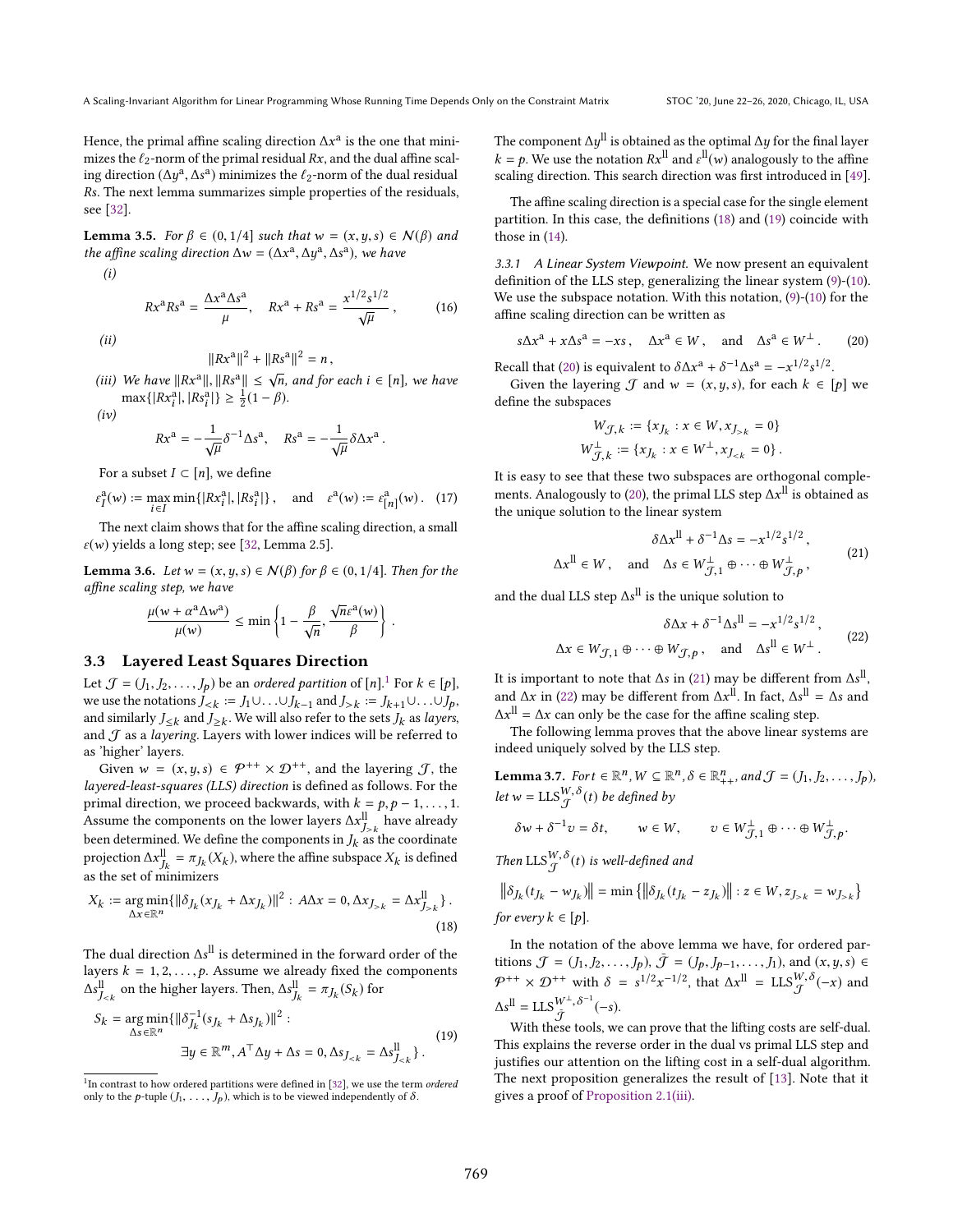Hence, the primal affine scaling direction $\Delta x^{\mathrm{a}}$ is the one that minimizes the $\ell_2$-norm of the primal residual $Rx$, and the dual affine scaling direction $(\Delta y^{\mathrm{a}}, \Delta s^{\mathrm{a}})$ minimizes the $\ell_2$-norm of the dual residual $Rs$. The next lemma summarizes simple properties of the residuals, see [32].

**Lemma 3.5.** *For $\beta \in (0, 1/4]$ such that $w = (x, y, s) \in \mathcal{N}(\beta)$ and the affine scaling direction $\Delta w = (\Delta x^{\mathrm{a}}, \Delta y^{\mathrm{a}}, \Delta s^{\mathrm{a}})$, we have*

*(i)*

$$Rx^{\mathrm{a}} Rs^{\mathrm{a}} = \frac{\Delta x^{\mathrm{a}} \Delta s^{\mathrm{a}}}{\mu}, \quad Rx^{\mathrm{a}} + Rs^{\mathrm{a}} = \frac{x^{1/2} s^{1/2}}{\sqrt{\mu}}, \tag{16}$$

*(ii)*

$$\|Rx^{\mathrm{a}}\|^2 + \|Rs^{\mathrm{a}}\|^2 = n,$$

*(iii) We have $\|Rx^{\mathrm{a}}\|, \|Rs^{\mathrm{a}}\| \le \sqrt{n}$, and for each $i \in [n]$, we have $\max\{|Rx_i^{\mathrm{a}}|, |Rs_i^{\mathrm{a}}|\} \ge \frac{1}{2}(1-\beta)$.*

*(iv)*

$$Rx^{\mathrm{a}} = -\frac{1}{\sqrt{\mu}} \delta^{-1} \Delta s^{\mathrm{a}}, \quad Rs^{\mathrm{a}} = -\frac{1}{\sqrt{\mu}} \delta \Delta x^{\mathrm{a}}.$$

For a subset $I \subset [n]$, we define

$$\varepsilon_I^{\mathrm{a}}(w) := \max_{i \in I} \min\{|Rx_i^{\mathrm{a}}|, |Rs_i^{\mathrm{a}}|\}, \quad \text{and} \quad \varepsilon^{\mathrm{a}}(w) := \varepsilon_{[n]}^{\mathrm{a}}(w). \tag{17}$$

The next claim shows that for the affine scaling direction, a small $\varepsilon(w)$ yields a long step; see [32, Lemma 2.5].

**Lemma 3.6.** *Let $w = (x, y, s) \in \mathcal{N}(\beta)$ for $\beta \in (0, 1/4]$. Then for the affine scaling step, we have*

$$\frac{\mu(w + \alpha^{\mathrm{a}} \Delta w^{\mathrm{a}})}{\mu(w)} \le \min\left\{1 - \frac{\beta}{\sqrt{n}}, \frac{\sqrt{n}\varepsilon^{\mathrm{a}}(w)}{\beta}\right\}.$$

### 3.3 Layered Least Squares Direction

Let $\mathcal{J} = (J_1, J_2, \dots, J_p)$ be an *ordered partition* of $[n]$.[1] For $k \in [p]$, we use the notations $J_{<k} := J_1 \cup \dots \cup J_{k-1}$ and $J_{>k} := J_{k+1} \cup \dots \cup J_p$, and similarly $J_{\le k}$ and $J_{\ge k}$. We will also refer to the sets $J_k$ as *layers*, and $\mathcal{J}$ as a *layering*. Layers with lower indices will be referred to as 'higher' layers.

Given $w = (x, y, s) \in \mathcal{P}^{++} \times \mathcal{D}^{++}$, and the layering $\mathcal{J}$, the *layered-least-squares (LLS) direction* is defined as follows. For the primal direction, we proceed backwards, with $k = p, p-1, \dots, 1$. Assume the components on the lower layers $\Delta x^{\mathrm{ll}}_{J_{>k}}$ have already been determined. We define the components in $J_k$ as the coordinate projection $\Delta x^{\mathrm{ll}}_{J_k} = \pi_{J_k}(X_k)$, where the affine subspace $X_k$ is defined as the set of minimizers

$$X_k := \operatorname*{arg\,min}_{\Delta x \in \mathbb{R}^n} \{\|\delta_{J_k}(x_{J_k} + \Delta x_{J_k})\|^2 : A\Delta x = 0, \Delta x_{J_{>k}} = \Delta x^{\mathrm{ll}}_{J_{>k}}\}. \tag{18}$$

The dual direction $\Delta s^{\mathrm{ll}}$ is determined in the forward order of the layers $k = 1, 2, \dots, p$. Assume we already fixed the components $\Delta s^{\mathrm{ll}}_{J_{<k}}$ on the higher layers. Then, $\Delta s^{\mathrm{ll}}_{J_k} = \pi_{J_k}(S_k)$ for

$$S_k = \operatorname*{arg\,min}_{\Delta s \in \mathbb{R}^n} \{\|\delta^{-1}_{J_k}(s_{J_k} + \Delta s_{J_k})\|^2 : \exists y \in \mathbb{R}^m, A^\top \Delta y + \Delta s = 0, \Delta s_{J_{<k}} = \Delta s^{\mathrm{ll}}_{J_{<k}}\}. \tag{19}$$

[1] In contrast to how ordered partitions were defined in [32], we use the term *ordered* only to the $p$-tuple $(J_1, \dots, J_p)$, which is to be viewed independently of $\delta$.

The component $\Delta y^{\mathrm{ll}}$ is obtained as the optimal $\Delta y$ for the final layer $k = p$. We use the notation $Rx^{\mathrm{ll}}$ and $\varepsilon^{\mathrm{ll}}(w)$ analogously to the affine scaling direction. This search direction was first introduced in [49].

The affine scaling direction is a special case for the single element partition. In this case, the definitions (18) and (19) coincide with those in (14).

#### 3.3.1 A Linear System Viewpoint.

We now present an equivalent definition of the LLS step, generalizing the linear system (9)-(10). We use the subspace notation. With this notation, (9)-(10) for the affine scaling direction can be written as

$$s\Delta x^{\mathrm{a}} + x\Delta s^{\mathrm{a}} = -xs, \quad \Delta x^{\mathrm{a}} \in W, \quad \text{and} \quad \Delta s^{\mathrm{a}} \in W^\perp. \tag{20}$$

Recall that (20) is equivalent to $\delta \Delta x^{\mathrm{a}} + \delta^{-1} \Delta s^{\mathrm{a}} = -x^{1/2} s^{1/2}$.

Given the layering $\mathcal{J}$ and $w = (x, y, s)$, for each $k \in [p]$ we define the subspaces

$$W_{\mathcal{J},k} := \{x_{J_k} : x \in W, x_{J_{>k}} = 0\}$$
$$W^\perp_{\mathcal{J},k} := \{x_{J_k} : x \in W^\perp, x_{J_{<k}} = 0\}.$$

It is easy to see that these two subspaces are orthogonal complements. Analogously to (20), the primal LLS step $\Delta x^{\mathrm{ll}}$ is obtained as the unique solution to the linear system

$$\begin{aligned} \delta \Delta x^{\mathrm{ll}} + \delta^{-1} \Delta s &= -x^{1/2} s^{1/2}, \\ \Delta x^{\mathrm{ll}} \in W, \quad \text{and} \quad \Delta s &\in W^\perp_{\mathcal{J},1} \oplus \dots \oplus W^\perp_{\mathcal{J},p}, \end{aligned} \tag{21}$$

and the dual LLS step $\Delta s^{\mathrm{ll}}$ is the unique solution to

$$\begin{aligned} \delta \Delta x + \delta^{-1} \Delta s^{\mathrm{ll}} &= -x^{1/2} s^{1/2}, \\ \Delta x \in W_{\mathcal{J},1} \oplus \dots \oplus W_{\mathcal{J},p}, \quad \text{and} \quad \Delta s^{\mathrm{ll}} &\in W^\perp. \end{aligned} \tag{22}$$

It is important to note that $\Delta s$ in (21) may be different from $\Delta s^{\mathrm{ll}}$, and $\Delta x$ in (22) may be different from $\Delta x^{\mathrm{ll}}$. In fact, $\Delta s^{\mathrm{ll}} = \Delta s$ and $\Delta x^{\mathrm{ll}} = \Delta x$ can only be the case for the affine scaling step.

The following lemma proves that the above linear systems are indeed uniquely solved by the LLS step.

**Lemma 3.7.** *For $t \in \mathbb{R}^n$, $W \subseteq \mathbb{R}^n$, $\delta \in \mathbb{R}^n_{++}$, and $\mathcal{J} = (J_1, J_2, \dots, J_p)$, let $w = \mathrm{LLS}^{W,\delta}_{\mathcal{J}}(t)$ be defined by*

$$\delta w + \delta^{-1} v = \delta t, \qquad w \in W, \qquad v \in W^\perp_{\mathcal{J},1} \oplus \dots \oplus W^\perp_{\mathcal{J},p}.$$

*Then $\mathrm{LLS}^{W,\delta}_{\mathcal{J}}(t)$ is well-defined and*

$$\left\|\delta_{J_k}(t_{J_k} - w_{J_k})\right\| = \min\left\{\left\|\delta_{J_k}(t_{J_k} - z_{J_k})\right\| : z \in W, z_{J_{>k}} = w_{J_{>k}}\right\}$$

*for every $k \in [p]$.*

In the notation of the above lemma we have, for ordered partitions $\mathcal{J} = (J_1, J_2, \dots, J_p)$, $\bar{\mathcal{J}} = (J_p, J_{p-1}, \dots, J_1)$, and $(x, y, s) \in \mathcal{P}^{++} \times \mathcal{D}^{++}$ with $\delta = s^{1/2} x^{-1/2}$, that $\Delta x^{\mathrm{ll}} = \mathrm{LLS}^{W,\delta}_{\mathcal{J}}(-x)$ and $\Delta s^{\mathrm{ll}} = \mathrm{LLS}^{W^\perp,\delta^{-1}}_{\bar{\mathcal{J}}}(-s)$.

With these tools, we can prove that the lifting costs are self-dual. This explains the reverse order in the dual vs primal LLS step and justifies our attention on the lifting cost in a self-dual algorithm. The next proposition generalizes the result of [13]. Note that it gives a proof of Proposition 2.1(iii).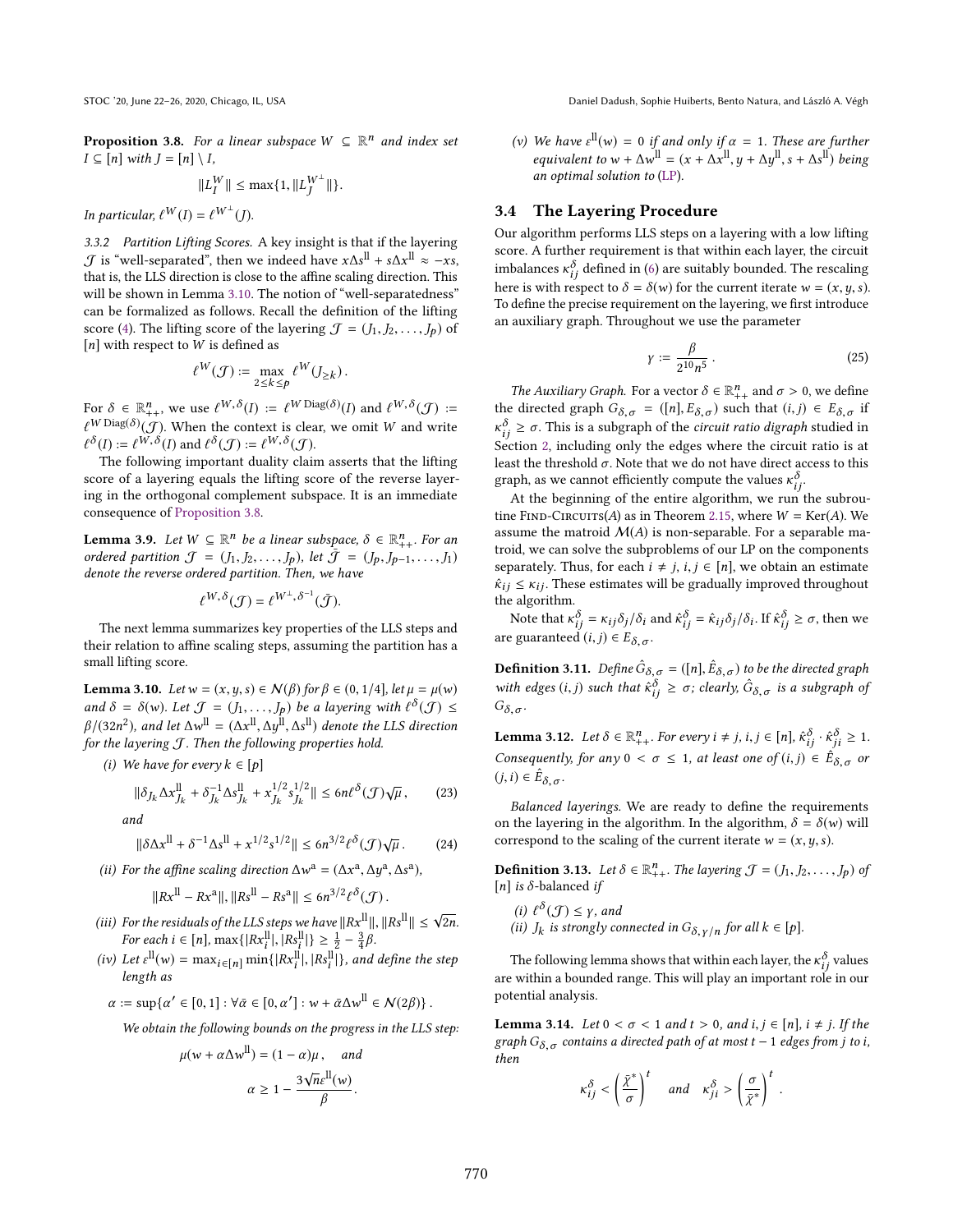**Proposition 3.8.** *For a linear subspace $W \subseteq \mathbb{R}^n$ and index set $I \subseteq [n]$ with $J = [n] \setminus I$,*

$$\|L_I^W\| \le \max\{1, \|L_J^{W^\perp}\|\}.$$

*In particular, $\ell^W(I) = \ell^{W^\perp}(J)$.*

*3.3.2 Partition Lifting Scores.* A key insight is that if the layering $\mathcal{J}$ is "well-separated", then we indeed have $x\Delta s^{\text{ll}} + s\Delta x^{\text{ll}} \approx -xs$, that is, the LLS direction is close to the affine scaling direction. This will be shown in Lemma 3.10. The notion of "well-separatedness" can be formalized as follows. Recall the definition of the lifting score (4). The lifting score of the layering $\mathcal{J} = (J_1, J_2, \dots, J_p)$ of $[n]$ with respect to $W$ is defined as

$$\ell^W(\mathcal{J}) := \max_{2 \le k \le p} \ell^W(J_{\ge k}).$$

For $\delta \in \mathbb{R}^n_{++}$, we use $\ell^{W,\delta}(I) := \ell^{W \operatorname{Diag}(\delta)}(I)$ and $\ell^{W,\delta}(\mathcal{J}) := \ell^{W \operatorname{Diag}(\delta)}(\mathcal{J})$. When the context is clear, we omit $W$ and write $\ell^\delta(I) := \ell^{W,\delta}(I)$ and $\ell^\delta(\mathcal{J}) := \ell^{W,\delta}(\mathcal{J})$.

The following important duality claim asserts that the lifting score of a layering equals the lifting score of the reverse layering in the orthogonal complement subspace. It is an immediate consequence of Proposition 3.8.

**Lemma 3.9.** *Let $W \subseteq \mathbb{R}^n$ be a linear subspace, $\delta \in \mathbb{R}^n_{++}$. For an ordered partition $\mathcal{J} = (J_1, J_2, \dots, J_p)$, let $\bar{\mathcal{J}} = (J_p, J_{p-1}, \dots, J_1)$ denote the reverse ordered partition. Then, we have*

$$\ell^{W,\delta}(\mathcal{J}) = \ell^{W^\perp, \delta^{-1}}(\bar{\mathcal{J}}).$$

The next lemma summarizes key properties of the LLS steps and their relation to affine scaling steps, assuming the partition has a small lifting score.

**Lemma 3.10.** *Let $w = (x, y, s) \in \mathcal{N}(\beta)$ for $\beta \in (0, 1/4]$, let $\mu = \mu(w)$ and $\delta = \delta(w)$. Let $\mathcal{J} = (J_1, \dots, J_p)$ be a layering with $\ell^\delta(\mathcal{J}) \le \beta/(32n^2)$, and let $\Delta w^{\text{ll}} = (\Delta x^{\text{ll}}, \Delta y^{\text{ll}}, \Delta s^{\text{ll}})$ denote the LLS direction for the layering $\mathcal{J}$. Then the following properties hold.*

*(i) We have for every $k \in [p]$*

$$\|\delta_{J_k} \Delta x^{\text{ll}}_{J_k} + \delta^{-1}_{J_k} \Delta s^{\text{ll}}_{J_k} + x^{1/2}_{J_k} s^{1/2}_{J_k}\| \le 6n \ell^\delta(\mathcal{J}) \sqrt{\mu}, \tag{23}$$

*and*

$$\|\delta \Delta x^{\text{ll}} + \delta^{-1} \Delta s^{\text{ll}} + x^{1/2} s^{1/2}\| \le 6n^{3/2} \ell^\delta(\mathcal{J}) \sqrt{\mu}. \tag{24}$$

*(ii) For the affine scaling direction $\Delta w^{\text{a}} = (\Delta x^{\text{a}}, \Delta y^{\text{a}}, \Delta s^{\text{a}})$,*

$$\|Rx^{\text{ll}} - Rx^{\text{a}}\|, \|Rs^{\text{ll}} - Rs^{\text{a}}\| \le 6n^{3/2} \ell^\delta(\mathcal{J}).$$

*(iii) For the residuals of the LLS steps we have $\|Rx^{\text{ll}}\|, \|Rs^{\text{ll}}\| \le \sqrt{2n}$. For each $i \in [n]$, $\max\{|Rx^{\text{ll}}_i|, |Rs^{\text{ll}}_i|\} \ge \frac{1}{2} - \frac{3}{4}\beta$.*

*(iv) Let $\epsilon^{\text{ll}}(w) = \max_{i \in [n]} \min\{|Rx^{\text{ll}}_i|, |Rs^{\text{ll}}_i|\}$, and define the step length as*

$$\alpha := \sup\{\alpha' \in [0,1] : \forall \bar{\alpha} \in [0, \alpha'] : w + \bar{\alpha} \Delta w^{\text{ll}} \in \mathcal{N}(2\beta)\}.$$

*We obtain the following bounds on the progress in the LLS step:*

$$\mu(w + \alpha \Delta w^{\text{ll}}) = (1 - \alpha)\mu, \quad \text{and}$$

$$\alpha \ge 1 - \frac{3\sqrt{n}\epsilon^{\text{ll}}(w)}{\beta}.$$

*(v) We have $\epsilon^{\text{ll}}(w) = 0$ if and only if $\alpha = 1$. These are further equivalent to $w + \Delta w^{\text{ll}} = (x + \Delta x^{\text{ll}}, y + \Delta y^{\text{ll}}, s + \Delta s^{\text{ll}})$ being an optimal solution to (LP).*

## 3.4 The Layering Procedure

Our algorithm performs LLS steps on a layering with a low lifting score. A further requirement is that within each layer, the circuit imbalances $\kappa^\delta_{ij}$ defined in (6) are suitably bounded. The rescaling here is with respect to $\delta = \delta(w)$ for the current iterate $w = (x, y, s)$. To define the precise requirement on the layering, we first introduce an auxiliary graph. Throughout we use the parameter

$$\gamma := \frac{\beta}{2^{10} n^5}. \tag{25}$$

*The Auxiliary Graph.* For a vector $\delta \in \mathbb{R}^n_{++}$ and $\sigma > 0$, we define the directed graph $G_{\delta,\sigma} = ([n], E_{\delta,\sigma})$ such that $(i,j) \in E_{\delta,\sigma}$ if $\kappa^\delta_{ij} \ge \sigma$. This is a subgraph of the *circuit ratio digraph* studied in Section 2, including only the edges where the circuit ratio is at least the threshold $\sigma$. Note that we do not have direct access to this graph, as we cannot efficiently compute the values $\kappa^\delta_{ij}$.

At the beginning of the entire algorithm, we run the subroutine Find-Circuits($A$) as in Theorem 2.15, where $W = \operatorname{Ker}(A)$. We assume the matroid $\mathcal{M}(A)$ is non-separable. For a separable matroid, we can solve the subproblems of our LP on the components separately. Thus, for each $i \ne j$, $i, j \in [n]$, we obtain an estimate $\hat{\kappa}_{ij} \le \kappa_{ij}$. These estimates will be gradually improved throughout the algorithm.

Note that $\kappa^\delta_{ij} = \kappa_{ij}\delta_j/\delta_i$ and $\hat{\kappa}^\delta_{ij} = \hat{\kappa}_{ij}\delta_j/\delta_i$. If $\hat{\kappa}^\delta_{ij} \ge \sigma$, then we are guaranteed $(i,j) \in E_{\delta,\sigma}$.

**Definition 3.11.** *Define $\hat{G}_{\delta,\sigma} = ([n], \hat{E}_{\delta,\sigma})$ to be the directed graph with edges $(i,j)$ such that $\hat{\kappa}^\delta_{ij} \ge \sigma$; clearly, $\hat{G}_{\delta,\sigma}$ is a subgraph of $G_{\delta,\sigma}$.*

**Lemma 3.12.** *Let $\delta \in \mathbb{R}^n_{++}$. For every $i \ne j$, $i, j \in [n]$, $\hat{\kappa}^\delta_{ij} \cdot \hat{\kappa}^\delta_{ji} \ge 1$. Consequently, for any $0 < \sigma \le 1$, at least one of $(i,j) \in \hat{E}_{\delta,\sigma}$ or $(j,i) \in \hat{E}_{\delta,\sigma}$.*

*Balanced layerings.* We are ready to define the requirements on the layering in the algorithm. In the algorithm, $\delta = \delta(w)$ will correspond to the scaling of the current iterate $w = (x, y, s)$.

**Definition 3.13.** *Let $\delta \in \mathbb{R}^n_{++}$. The layering $\mathcal{J} = (J_1, J_2, \dots, J_p)$ of $[n]$ is $\delta$-balanced if*

*(i) $\ell^\delta(\mathcal{J}) \le \gamma$, and*
*(ii) $J_k$ is strongly connected in $G_{\delta,\gamma/n}$ for all $k \in [p]$.*

The following lemma shows that within each layer, the $\kappa^\delta_{ij}$ values are within a bounded range. This will play an important role in our potential analysis.

**Lemma 3.14.** *Let $0 < \sigma < 1$ and $t > 0$, and $i, j \in [n]$, $i \ne j$. If the graph $G_{\delta,\sigma}$ contains a directed path of at most $t - 1$ edges from $j$ to $i$, then*

$$\kappa^\delta_{ij} < \left(\frac{\bar{\chi}^*}{\sigma}\right)^t \quad \text{and} \quad \kappa^\delta_{ji} > \left(\frac{\sigma}{\bar{\chi}^*}\right)^t.$$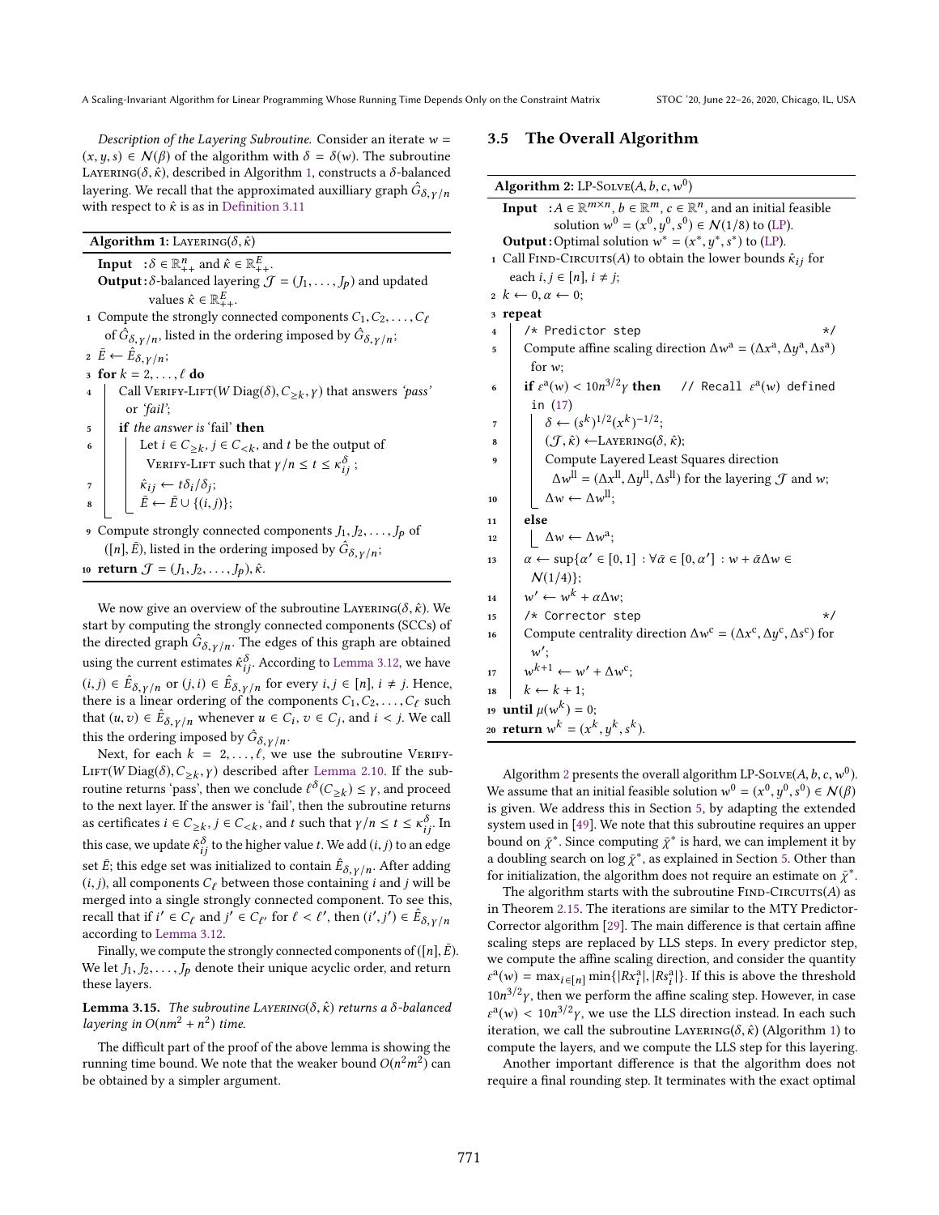*Description of the Layering Subroutine.* Consider an iterate $w = (x, y, s) \in \mathcal{N}(\beta)$ of the algorithm with $\delta = \delta(w)$. The subroutine Layering$(\delta, \hat{\kappa})$, described in Algorithm 1, constructs a $\delta$-balanced layering. We recall that the approximated auxilliary graph $\hat{G}_{\delta,\gamma/n}$ with respect to $\hat{\kappa}$ is as in Definition 3.11

**Algorithm 1:** Layering$(\delta, \hat{\kappa})$

```
Input  : δ ∈ R^n_{++} and κ̂ ∈ R^E_{++}.
Output : δ-balanced layering 𝒥 = (J_1, ..., J_p) and updated
         values κ̂ ∈ R^E_{++}.
1  Compute the strongly connected components C_1, C_2, ..., C_ℓ
   of Ĝ_{δ,γ/n}, listed in the ordering imposed by Ĝ_{δ,γ/n};
2  Ē ← Ê_{δ,γ/n};
3  for k = 2, ..., ℓ do
4      Call Verify-Lift(W Diag(δ), C_{≥k}, γ) that answers 'pass'
       or 'fail';
5      if the answer is 'fail' then
6          Let i ∈ C_{≥k}, j ∈ C_{<k}, and t be the output of
           Verify-Lift such that γ/n ≤ t ≤ κ^δ_{ij} ;
7          κ̂_{ij} ← t δ_i/δ_j;
8          Ē ← Ē ∪ {(i, j)};
9  Compute strongly connected components J_1, J_2, ..., J_p of
   ([n], Ē), listed in the ordering imposed by Ĝ_{δ,γ/n};
10 return 𝒥 = (J_1, J_2, ..., J_p), κ̂.
```

We now give an overview of the subroutine Layering$(\delta, \hat{\kappa})$. We start by computing the strongly connected components (SCCs) of the directed graph $\hat{G}_{\delta,\gamma/n}$. The edges of this graph are obtained using the current estimates $\hat{\kappa}^{\delta}_{ij}$. According to Lemma 3.12, we have $(i, j) \in \hat{E}_{\delta,\gamma/n}$ or $(j, i) \in \hat{E}_{\delta,\gamma/n}$ for every $i, j \in [n]$, $i \neq j$. Hence, there is a linear ordering of the components $C_1, C_2, \ldots, C_\ell$ such that $(u, v) \in \hat{E}_{\delta,\gamma/n}$ whenever $u \in C_i$, $v \in C_j$, and $i < j$. We call this the ordering imposed by $\hat{G}_{\delta,\gamma/n}$.

Next, for each $k = 2, \ldots, \ell$, we use the subroutine Verify-Lift$(W\,\mathrm{Diag}(\delta), C_{\geq k}, \gamma)$ described after Lemma 2.10. If the subroutine returns 'pass', then we conclude $\ell^{\delta}(C_{\geq k}) \leq \gamma$, and proceed to the next layer. If the answer is 'fail', then the subroutine returns as certificates $i \in C_{\geq k}$, $j \in C_{<k}$, and $t$ such that $\gamma/n \leq t \leq \kappa^{\delta}_{ij}$. In this case, we update $\hat{\kappa}^{\delta}_{ij}$ to the higher value $t$. We add $(i, j)$ to an edge set $\bar{E}$; this edge set was initialized to contain $\hat{E}_{\delta,\gamma/n}$. After adding $(i, j)$, all components $C_\ell$ between those containing $i$ and $j$ will be merged into a single strongly connected component. To see this, recall that if $i' \in C_\ell$ and $j' \in C_{\ell'}$ for $\ell < \ell'$, then $(i', j') \in \hat{E}_{\delta,\gamma/n}$ according to Lemma 3.12.

Finally, we compute the strongly connected components of $([n], \bar{E})$. We let $J_1, J_2, \ldots, J_p$ denote their unique acyclic order, and return these layers.

**Lemma 3.15.** *The subroutine Layering$(\delta, \hat{\kappa})$ returns a $\delta$-balanced layering in $O(nm^2 + n^2)$ time.*

The difficult part of the proof of the above lemma is showing the running time bound. We note that the weaker bound $O(n^2 m^2)$ can be obtained by a simpler argument.

## 3.5 The Overall Algorithm

**Algorithm 2:** LP-Solve$(A, b, c, w^0)$

```
Input  : A ∈ R^{m×n}, b ∈ R^m, c ∈ R^n, and an initial feasible
         solution w^0 = (x^0, y^0, s^0) ∈ N(1/8) to (LP).
Output : Optimal solution w* = (x*, y*, s*) to (LP).
1  Call Find-Circuits(A) to obtain the lower bounds κ̂_ij for
   each i, j ∈ [n], i ≠ j;
2  k ← 0, α ← 0;
3  repeat
4      /* Predictor step                                  */
5      Compute affine scaling direction Δw^a = (Δx^a, Δy^a, Δs^a)
       for w;
6      if ε^a(w) < 10 n^{3/2} γ then   // Recall ε^a(w) defined
       in (17)
7          δ ← (s^k)^{1/2} (x^k)^{-1/2};
8          (𝒥, κ̂) ← Layering(δ, κ̂);
9          Compute Layered Least Squares direction
           Δw^ll = (Δx^ll, Δy^ll, Δs^ll) for the layering 𝒥 and w;
10         Δw ← Δw^ll;
11     else
12         Δw ← Δw^a;
13     α ← sup{α' ∈ [0, 1] : ∀ᾱ ∈ [0, α'] : w + ᾱΔw ∈
       N(1/4)};
14     w' ← w^k + αΔw;
15     /* Corrector step                                  */
16     Compute centrality direction Δw^c = (Δx^c, Δy^c, Δs^c) for
       w';
17     w^{k+1} ← w' + Δw^c;
18     k ← k + 1;
19 until μ(w^k) = 0;
20 return w^k = (x^k, y^k, s^k).
```

Algorithm 2 presents the overall algorithm LP-Solve$(A, b, c, w^0)$. We assume that an initial feasible solution $w^0 = (x^0, y^0, s^0) \in \mathcal{N}(\beta)$ is given. We address this in Section 5, by adapting the extended system used in [49]. We note that this subroutine requires an upper bound on $\bar{\chi}^*$. Since computing $\bar{\chi}^*$ is hard, we can implement it by a doubling search on $\log \bar{\chi}^*$, as explained in Section 5. Other than for initialization, the algorithm does not require an estimate on $\bar{\chi}^*$.

The algorithm starts with the subroutine Find-Circuits$(A)$ as in Theorem 2.15. The iterations are similar to the MTY Predictor-Corrector algorithm [29]. The main difference is that certain affine scaling steps are replaced by LLS steps. In every predictor step, we compute the affine scaling direction, and consider the quantity $\varepsilon^{\mathrm{a}}(w) = \max_{i \in [n]} \min\{|Rx^{\mathrm{a}}_i|, |Rs^{\mathrm{a}}_i|\}$. If this is above the threshold $10n^{3/2}\gamma$, then we perform the affine scaling step. However, in case $\varepsilon^{\mathrm{a}}(w) < 10n^{3/2}\gamma$, we use the LLS direction instead. In each such iteration, we call the subroutine Layering$(\delta, \hat{\kappa})$ (Algorithm 1) to compute the layers, and we compute the LLS step for this layering.

Another important difference is that the algorithm does not require a final rounding step. It terminates with the exact optimal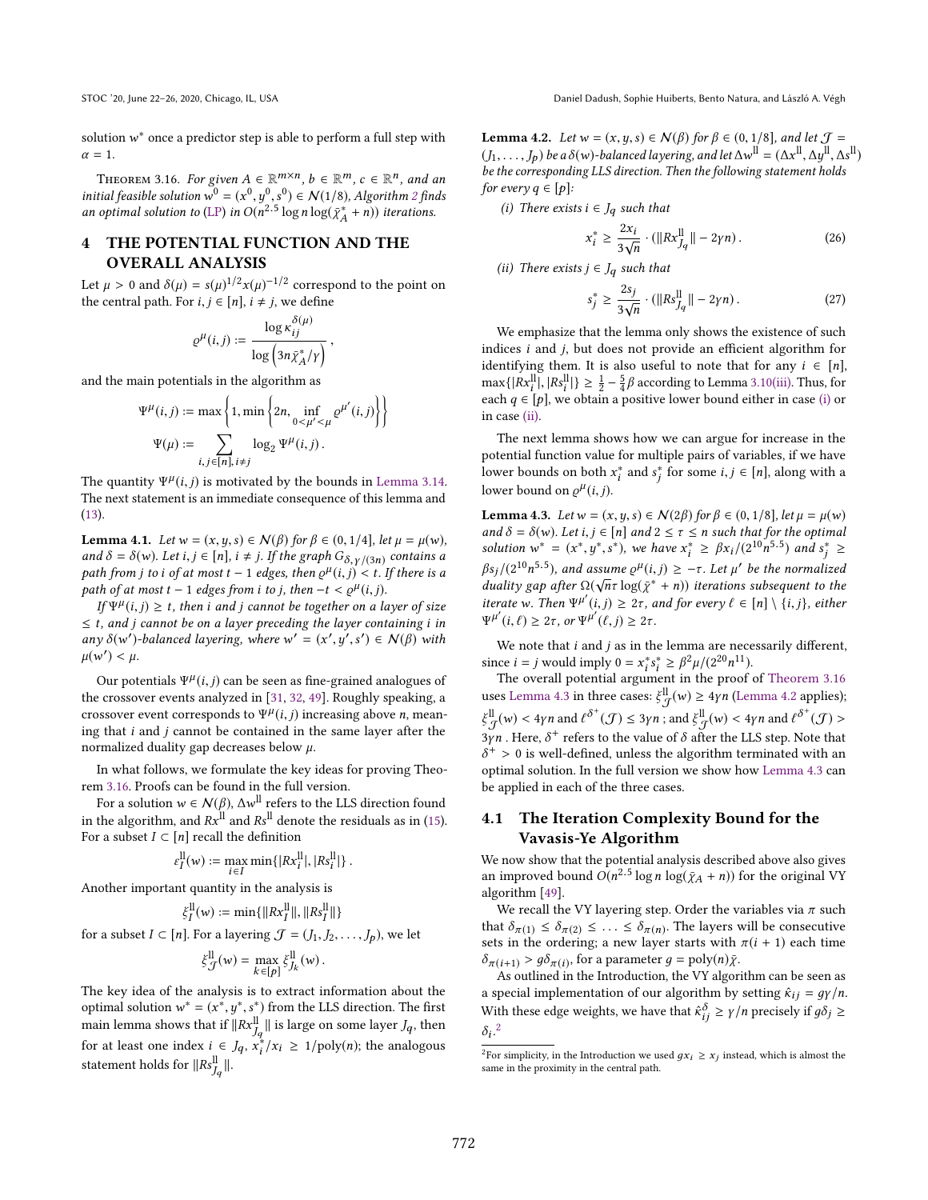solution $w^*$ once a predictor step is able to perform a full step with $\alpha = 1$.

Theorem 3.16. *For given $A \in \mathbb{R}^{m\times n}$, $b \in \mathbb{R}^m$, $c \in \mathbb{R}^n$, and an initial feasible solution $w^0 = (x^0, y^0, s^0) \in \mathcal{N}(1/8)$, Algorithm 2 finds an optimal solution to (LP) in $O(n^{2.5} \log n \log(\bar\chi^*_A + n))$ iterations.*

## 4 THE POTENTIAL FUNCTION AND THE OVERALL ANALYSIS

Let $\mu > 0$ and $\delta(\mu) = s(\mu)^{1/2} x(\mu)^{-1/2}$ correspond to the point on the central path. For $i, j \in [n]$, $i \neq j$, we define

$$\varrho^\mu(i,j) := \frac{\log \kappa_{ij}^{\delta(\mu)}}{\log\left(3n\bar\chi^*_A/\gamma\right)},$$

and the main potentials in the algorithm as

$$\Psi^\mu(i,j) := \max\left\{1, \min\left\{2n, \inf_{0<\mu'<\mu} \varrho^{\mu'}(i,j)\right\}\right\}$$

$$\Psi(\mu) := \sum_{i,j\in[n], i\neq j} \log_2 \Psi^\mu(i,j).$$

The quantity $\Psi^\mu(i,j)$ is motivated by the bounds in Lemma 3.14. The next statement is an immediate consequence of this lemma and (13).

**Lemma 4.1.** *Let $w = (x, y, s) \in \mathcal{N}(\beta)$ for $\beta \in (0, 1/4]$, let $\mu = \mu(w)$, and $\delta = \delta(w)$. Let $i, j \in [n]$, $i \neq j$. If the graph $G_{\delta,\gamma/(3n)}$ contains a path from $j$ to $i$ of at most $t-1$ edges, then $\varrho^\mu(i,j) < t$. If there is a path of at most $t-1$ edges from $i$ to $j$, then $-t < \varrho^\mu(i,j)$.*

*If $\Psi^\mu(i,j) \geq t$, then $i$ and $j$ cannot be together on a layer of size $\leq t$, and $j$ cannot be on a layer preceding the layer containing $i$ in any $\delta(w')$-balanced layering, where $w' = (x', y', s') \in \mathcal{N}(\beta)$ with $\mu(w') < \mu$.*

Our potentials $\Psi^\mu(i,j)$ can be seen as fine-grained analogues of the crossover events analyzed in [31, 32, 49]. Roughly speaking, a crossover event corresponds to $\Psi^\mu(i,j)$ increasing above $n$, meaning that $i$ and $j$ cannot be contained in the same layer after the normalized duality gap decreases below $\mu$.

In what follows, we formulate the key ideas for proving Theorem 3.16. Proofs can be found in the full version.

For a solution $w \in \mathcal{N}(\beta)$, $\Delta w^{\mathrm{ll}}$ refers to the LLS direction found in the algorithm, and $Rx^{\mathrm{ll}}$ and $Rs^{\mathrm{ll}}$ denote the residuals as in (15). For a subset $I \subset [n]$ recall the definition

$$\varepsilon_I^{\mathrm{ll}}(w) := \max_{i\in I} \min\{|Rx_i^{\mathrm{ll}}|, |Rs_i^{\mathrm{ll}}|\}.$$

Another important quantity in the analysis is

$$\xi_I^{\mathrm{ll}}(w) := \min\{\|Rx_I^{\mathrm{ll}}\|, \|Rs_I^{\mathrm{ll}}\|\}$$

for a subset $I \subset [n]$. For a layering $\mathcal{J} = (J_1, J_2, \ldots, J_p)$, we let

$$\xi_{\mathcal{J}}^{\mathrm{ll}}(w) = \max_{k\in[p]} \xi_{J_k}^{\mathrm{ll}}(w).$$

The key idea of the analysis is to extract information about the optimal solution $w^* = (x^*, y^*, s^*)$ from the LLS direction. The first main lemma shows that if $\|Rx_{J_q}^{\mathrm{ll}}\|$ is large on some layer $J_q$, then for at least one index $i \in J_q$, $x_i^*/x_i \geq 1/\mathrm{poly}(n)$; the analogous statement holds for $\|Rs_{J_q}^{\mathrm{ll}}\|$.

**Lemma 4.2.** *Let $w = (x, y, s) \in \mathcal{N}(\beta)$ for $\beta \in (0, 1/8]$, and let $\mathcal{J} = (J_1, \ldots, J_p)$ be a $\delta(w)$-balanced layering, and let $\Delta w^{\mathrm{ll}} = (\Delta x^{\mathrm{ll}}, \Delta y^{\mathrm{ll}}, \Delta s^{\mathrm{ll}})$ be the corresponding LLS direction. Then the following statement holds for every $q \in [p]$:*

*(i) There exists $i \in J_q$ such that*

$$x_i^* \geq \frac{2x_i}{3\sqrt{n}} \cdot (\|Rx_{J_q}^{\mathrm{ll}}\| - 2\gamma n). \tag{26}$$

*(ii) There exists $j \in J_q$ such that*

$$s_j^* \geq \frac{2s_j}{3\sqrt{n}} \cdot (\|Rs_{J_q}^{\mathrm{ll}}\| - 2\gamma n). \tag{27}$$

We emphasize that the lemma only shows the existence of such indices $i$ and $j$, but does not provide an efficient algorithm for identifying them. It is also useful to note that for any $i \in [n]$, $\max\{|Rx_i^{\mathrm{ll}}|, |Rs_i^{\mathrm{ll}}|\} \geq \frac{1}{2} - \frac{5}{4}\beta$ according to Lemma 3.10(iii). Thus, for each $q \in [p]$, we obtain a positive lower bound either in case (i) or in case (ii).

The next lemma shows how we can argue for increase in the potential function value for multiple pairs of variables, if we have lower bounds on both $x_i^*$ and $s_j^*$ for some $i, j \in [n]$, along with a lower bound on $\varrho^\mu(i,j)$.

**Lemma 4.3.** *Let $w = (x, y, s) \in \mathcal{N}(2\beta)$ for $\beta \in (0, 1/8]$, let $\mu = \mu(w)$ and $\delta = \delta(w)$. Let $i, j \in [n]$ and $2 \leq \tau \leq n$ such that for the optimal solution $w^* = (x^*, y^*, s^*)$, we have $x_i^* \geq \beta x_i/(2^{10}n^{5.5})$ and $s_j^* \geq \beta s_j/(2^{10}n^{5.5})$, and assume $\varrho^\mu(i,j) \geq -\tau$. Let $\mu'$ be the normalized duality gap after $\Omega(\sqrt{n}\tau \log(\bar\chi^* + n))$ iterations subsequent to the iterate $w$. Then $\Psi^{\mu'}(i,j) \geq 2\tau$, and for every $\ell \in [n] \setminus \{i,j\}$, either $\Psi^{\mu'}(i,\ell) \geq 2\tau$, or $\Psi^{\mu'}(\ell,j) \geq 2\tau$.*

We note that $i$ and $j$ as in the lemma are necessarily different, since $i = j$ would imply $0 = x_i^* s_i^* \geq \beta^2\mu/(2^{20}n^{11})$.

The overall potential argument in the proof of Theorem 3.16 uses Lemma 4.3 in three cases: $\xi_{\mathcal{J}}^{\mathrm{ll}}(w) \geq 4\gamma n$ (Lemma 4.2 applies); $\xi_{\mathcal{J}}^{\mathrm{ll}}(w) < 4\gamma n$ and $\ell^{\delta^+}(\mathcal{J}) \leq 3\gamma n$ ; and $\xi_{\mathcal{J}}^{\mathrm{ll}}(w) < 4\gamma n$ and $\ell^{\delta^+}(\mathcal{J}) > 3\gamma n$ . Here, $\delta^+$ refers to the value of $\delta$ after the LLS step. Note that $\delta^+ > 0$ is well-defined, unless the algorithm terminated with an optimal solution. In the full version we show how Lemma 4.3 can be applied in each of the three cases.

### 4.1 The Iteration Complexity Bound for the Vavasis-Ye Algorithm

We now show that the potential analysis described above also gives an improved bound $O(n^{2.5} \log n \log(\bar\chi_A + n))$ for the original VY algorithm [49].

We recall the VY layering step. Order the variables via $\pi$ such that $\delta_{\pi(1)} \leq \delta_{\pi(2)} \leq \ldots \leq \delta_{\pi(n)}$. The layers will be consecutive sets in the ordering; a new layer starts with $\pi(i+1)$ each time $\delta_{\pi(i+1)} > g\delta_{\pi(i)}$, for a parameter $g = \mathrm{poly}(n)\bar\chi$.

As outlined in the Introduction, the VY algorithm can be seen as a special implementation of our algorithm by setting $\hat\kappa_{ij} = g\gamma/n$. With these edge weights, we have that $\hat\kappa_{ij}^\delta \geq \gamma/n$ precisely if $g\delta_j \geq \delta_i$.[2]

[2]For simplicity, in the Introduction we used $gx_i \geq x_j$ instead, which is almost the same in the proximity in the central path.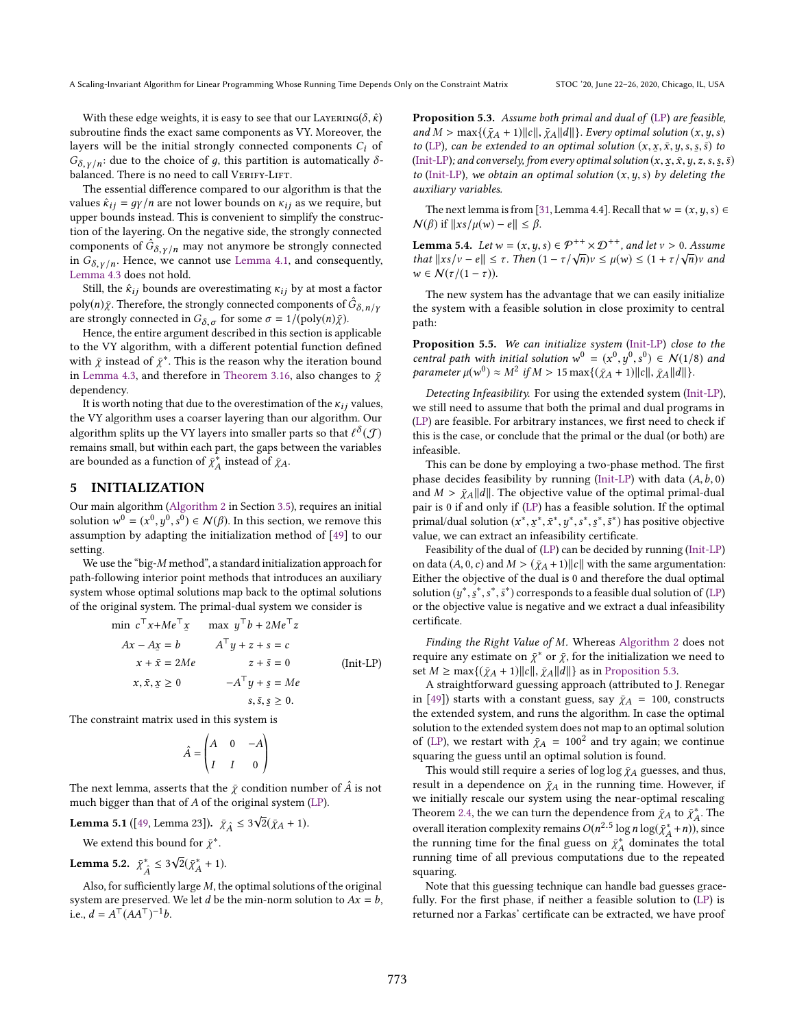With these edge weights, it is easy to see that our LAYERING($\delta, \hat{\kappa}$) subroutine finds the exact same components as VY. Moreover, the layers will be the initial strongly connected components $C_i$ of $G_{\delta,\gamma/n}$: due to the choice of $g$, this partition is automatically $\delta$-balanced. There is no need to call VERIFY-LIFT.

The essential difference compared to our algorithm is that the values $\hat{\kappa}_{ij} = g\gamma/n$ are not lower bounds on $\kappa_{ij}$ as we require, but upper bounds instead. This is convenient to simplify the construction of the layering. On the negative side, the strongly connected components of $\hat{G}_{\delta,\gamma/n}$ may not anymore be strongly connected in $G_{\delta,\gamma/n}$. Hence, we cannot use Lemma 4.1, and consequently, Lemma 4.3 does not hold.

Still, the $\hat{\kappa}_{ij}$ bounds are overestimating $\kappa_{ij}$ by at most a factor poly$(n)\bar{\chi}$. Therefore, the strongly connected components of $\hat{G}_{\delta,n/\gamma}$ are strongly connected in $G_{\delta,\sigma}$ for some $\sigma = 1/(\text{poly}(n)\bar{\chi})$.

Hence, the entire argument described in this section is applicable to the VY algorithm, with a different potential function defined with $\bar{\chi}$ instead of $\bar{\chi}^*$. This is the reason why the iteration bound in Lemma 4.3, and therefore in Theorem 3.16, also changes to $\bar{\chi}$ dependency.

It is worth noting that due to the overestimation of the $\kappa_{ij}$ values, the VY algorithm uses a coarser layering than our algorithm. Our algorithm splits up the VY layers into smaller parts so that $\ell^\delta(\mathcal{J})$ remains small, but within each part, the gaps between the variables are bounded as a function of $\bar{\chi}_A^*$ instead of $\bar{\chi}_A$.

## 5 INITIALIZATION

Our main algorithm (Algorithm 2 in Section 3.5), requires an initial solution $w^0 = (x^0, y^0, s^0) \in \mathcal{N}(\beta)$. In this section, we remove this assumption by adapting the initialization method of [49] to our setting.

We use the "big-$M$ method", a standard initialization approach for path-following interior point methods that introduces an auxiliary system whose optimal solutions map back to the optimal solutions of the original system. The primal-dual system we consider is

$$
\begin{array}{llll}
\min\ c^\top x + Me^\top \underline{x} & \quad \max\ y^\top b + 2Me^\top z & & \\
Ax - A\underline{x} = b & \quad A^\top y + z + s = c & & \\
x + \bar{x} = 2Me & \quad z + \bar{s} = 0 & & \text{(Init-LP)} \\
x, \bar{x}, \underline{x} \geq 0 & \quad -A^\top y + \underline{s} = Me & & \\
 & \quad s, \bar{s}, \underline{s} \geq 0. & &
\end{array}
$$

The constraint matrix used in this system is

$$
\hat{A} = \begin{pmatrix} A & 0 & -A \\ I & I & 0 \end{pmatrix}
$$

The next lemma, asserts that the $\bar{\chi}$ condition number of $\hat{A}$ is not much bigger than that of $A$ of the original system (LP).

**Lemma 5.1** ([49, Lemma 23]). *$\bar{\chi}_{\hat{A}} \leq 3\sqrt{2}(\bar{\chi}_A + 1)$.*

We extend this bound for $\bar{\chi}^*$.

**Lemma 5.2.** *$\bar{\chi}^*_{\hat{A}} \leq 3\sqrt{2}(\bar{\chi}^*_A + 1)$.*

Also, for sufficiently large $M$, the optimal solutions of the original system are preserved. We let $d$ be the min-norm solution to $Ax = b$, i.e., $d = A^\top(AA^\top)^{-1}b$.

**Proposition 5.3.** *Assume both primal and dual of (LP) are feasible, and $M > \max\{(\bar{\chi}_A + 1)\|c\|, \bar{\chi}_A\|d\|\}$. Every optimal solution $(x, y, s)$ to (LP), can be extended to an optimal solution $(x, \underline{x}, \bar{x}, y, s, \underline{s}, \bar{s})$ to (Init-LP); and conversely, from every optimal solution $(x, \underline{x}, \bar{x}, y, z, s, \underline{s}, \bar{s})$ to (Init-LP), we obtain an optimal solution $(x, y, s)$ by deleting the auxiliary variables.*

The next lemma is from [31, Lemma 4.4]. Recall that $w = (x, y, s) \in \mathcal{N}(\beta)$ if $\|xs/\mu(w) - e\| \leq \beta$.

**Lemma 5.4.** *Let $w = (x, y, s) \in \mathcal{P}^{++} \times \mathcal{D}^{++}$, and let $\nu > 0$. Assume that $\|xs/\nu - e\| \leq \tau$. Then $(1 - \tau/\sqrt{n})\nu \leq \mu(w) \leq (1 + \tau/\sqrt{n})\nu$ and $w \in \mathcal{N}(\tau/(1 - \tau))$.*

The new system has the advantage that we can easily initialize the system with a feasible solution in close proximity to central path:

**Proposition 5.5.** *We can initialize system (Init-LP) close to the central path with initial solution $w^0 = (x^0, y^0, s^0) \in \mathcal{N}(1/8)$ and parameter $\mu(w^0) \approx M^2$ if $M > 15\max\{(\bar{\chi}_A + 1)\|c\|, \bar{\chi}_A\|d\|\}$.*

*Detecting Infeasibility.* For using the extended system (Init-LP), we still need to assume that both the primal and dual programs in (LP) are feasible. For arbitrary instances, we first need to check if this is the case, or conclude that the primal or the dual (or both) are infeasible.

This can be done by employing a two-phase method. The first phase decides feasibility by running (Init-LP) with data $(A, b, 0)$ and $M > \bar{\chi}_A\|d\|$. The objective value of the optimal primal-dual pair is 0 if and only if (LP) has a feasible solution. If the optimal primal/dual solution $(x^*, \underline{x}^*, \bar{x}^*, y^*, s^*, \underline{s}^*, \bar{s}^*)$ has positive objective value, we can extract an infeasibility certificate.

Feasibility of the dual of (LP) can be decided by running (Init-LP) on data $(A, 0, c)$ and $M > (\bar{\chi}_A + 1)\|c\|$ with the same argumentation: Either the objective of the dual is 0 and therefore the dual optimal solution $(y^*, \underline{s}^*, s^*, \bar{s}^*)$ corresponds to a feasible dual solution of (LP) or the objective value is negative and we extract a dual infeasibility certificate.

*Finding the Right Value of M.* Whereas Algorithm 2 does not require any estimate on $\bar{\chi}^*$ or $\bar{\chi}$, for the initialization we need to set $M \geq \max\{(\bar{\chi}_A + 1)\|c\|, \bar{\chi}_A\|d\|\}$ as in Proposition 5.3.

A straightforward guessing approach (attributed to J. Renegar in [49]) starts with a constant guess, say $\bar{\chi}_A = 100$, constructs the extended system, and runs the algorithm. In case the optimal solution to the extended system does not map to an optimal solution of (LP), we restart with $\bar{\chi}_A = 100^2$ and try again; we continue squaring the guess until an optimal solution is found.

This would still require a series of $\log\log\bar{\chi}_A$ guesses, and thus, result in a dependence on $\bar{\chi}_A$ in the running time. However, if we initially rescale our system using the near-optimal rescaling Theorem 2.4, the we can turn the dependence from $\bar{\chi}_A$ to $\bar{\chi}^*_A$. The overall iteration complexity remains $O(n^{2.5}\log n\log(\bar{\chi}^*_A + n))$, since the running time for the final guess on $\bar{\chi}^*_A$ dominates the total running time of all previous computations due to the repeated squaring.

Note that this guessing technique can handle bad guesses gracefully. For the first phase, if neither a feasible solution to (LP) is returned nor a Farkas' certificate can be extracted, we have proof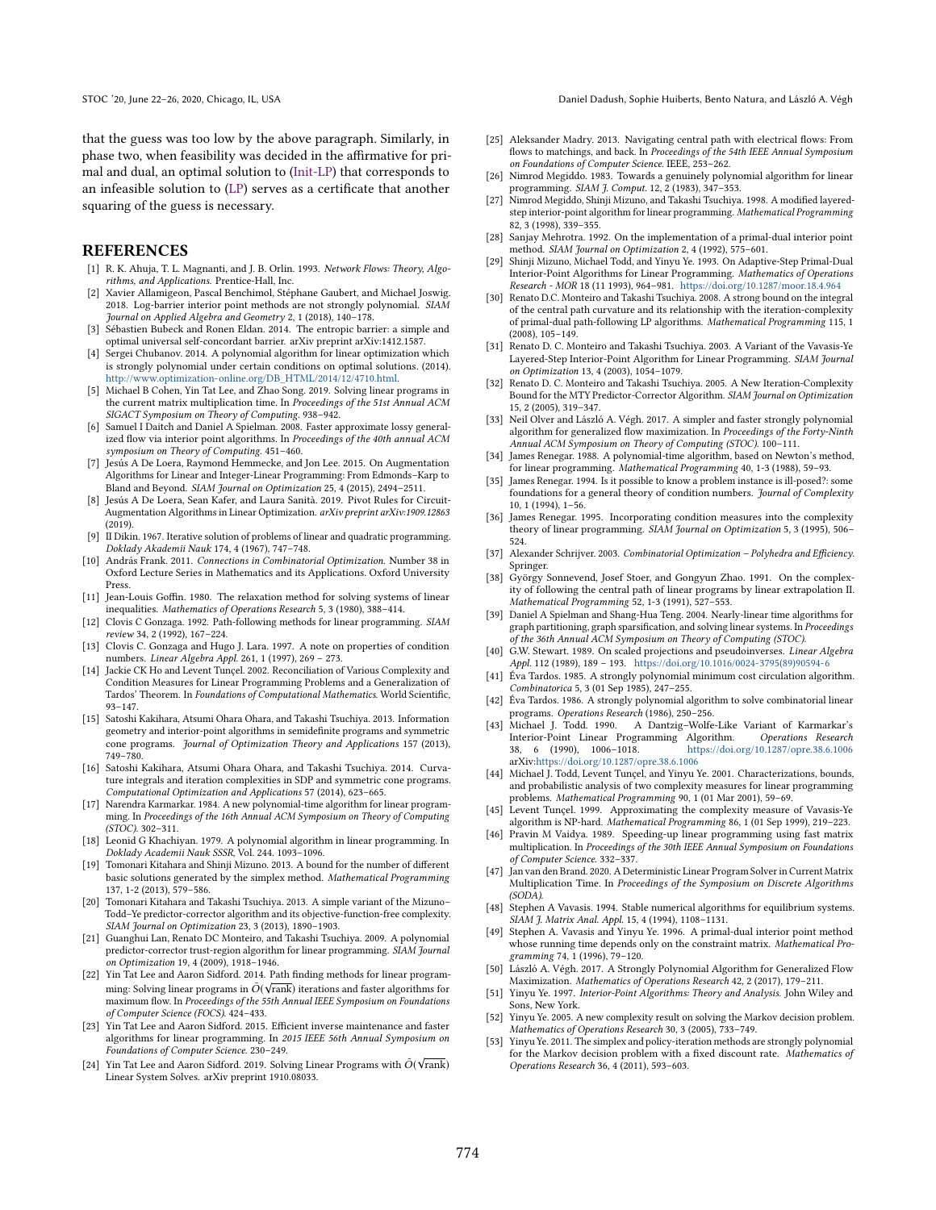that the guess was too low by the above paragraph. Similarly, in phase two, when feasibility was decided in the affirmative for primal and dual, an optimal solution to (Init-LP) that corresponds to an infeasible solution to (LP) serves as a certificate that another squaring of the guess is necessary.

## REFERENCES

- [1] R. K. Ahuja, T. L. Magnanti, and J. B. Orlin. 1993. *Network Flows: Theory, Algorithms, and Applications.* Prentice-Hall, Inc.
- [2] Xavier Allamigeon, Pascal Benchimol, Stéphane Gaubert, and Michael Joswig. 2018. Log-barrier interior point methods are not strongly polynomial. *SIAM Journal on Applied Algebra and Geometry* 2, 1 (2018), 140–178.
- [3] Sébastien Bubeck and Ronen Eldan. 2014. The entropic barrier: a simple and optimal universal self-concordant barrier. arXiv preprint arXiv:1412.1587.
- [4] Sergei Chubanov. 2014. A polynomial algorithm for linear optimization which is strongly polynomial under certain conditions on optimal solutions. (2014). http://www.optimization-online.org/DB_HTML/2014/12/4710.html.
- [5] Michael B Cohen, Yin Tat Lee, and Zhao Song. 2019. Solving linear programs in the current matrix multiplication time. In *Proceedings of the 51st Annual ACM SIGACT Symposium on Theory of Computing.* 938–942.
- [6] Samuel I Daitch and Daniel A Spielman. 2008. Faster approximate lossy generalized flow via interior point algorithms. In *Proceedings of the 40th annual ACM symposium on Theory of Computing.* 451–460.
- [7] Jesús A De Loera, Raymond Hemmecke, and Jon Lee. 2015. On Augmentation Algorithms for Linear and Integer-Linear Programming: From Edmonds–Karp to Bland and Beyond. *SIAM Journal on Optimization* 25, 4 (2015), 2494–2511.
- [8] Jesús A De Loera, Sean Kafer, and Laura Sanità. 2019. Pivot Rules for Circuit-Augmentation Algorithms in Linear Optimization. *arXiv preprint arXiv:1909.12863* (2019).
- [9] II Dikin. 1967. Iterative solution of problems of linear and quadratic programming. *Doklady Akademii Nauk* 174, 4 (1967), 747–748.
- [10] András Frank. 2011. *Connections in Combinatorial Optimization.* Number 38 in Oxford Lecture Series in Mathematics and its Applications. Oxford University Press.
- [11] Jean-Louis Goffin. 1980. The relaxation method for solving systems of linear inequalities. *Mathematics of Operations Research* 5, 3 (1980), 388–414.
- [12] Clovis C Gonzaga. 1992. Path-following methods for linear programming. *SIAM review* 34, 2 (1992), 167–224.
- [13] Clovis C. Gonzaga and Hugo J. Lara. 1997. A note on properties of condition numbers. *Linear Algebra Appl.* 261, 1 (1997), 269 – 273.
- [14] Jackie CK Ho and Levent Tunçel. 2002. Reconciliation of Various Complexity and Condition Measures for Linear Programming Problems and a Generalization of Tardos' Theorem. In *Foundations of Computational Mathematics.* World Scientific, 93–147.
- [15] Satoshi Kakihara, Atsumi Ohara Ohara, and Takashi Tsuchiya. 2013. Information geometry and interior-point algorithms in semidefinite programs and symmetric cone programs. *Journal of Optimization Theory and Applications* 157 (2013), 749–780.
- [16] Satoshi Kakihara, Atsumi Ohara Ohara, and Takashi Tsuchiya. 2014. Curvature integrals and iteration complexities in SDP and symmetric cone programs. *Computational Optimization and Applications* 57 (2014), 623–665.
- [17] Narendra Karmarkar. 1984. A new polynomial-time algorithm for linear programming. In *Proceedings of the 16th Annual ACM Symposium on Theory of Computing (STOC).* 302–311.
- [18] Leonid G Khachiyan. 1979. A polynomial algorithm in linear programming. In *Doklady Academii Nauk SSSR,* Vol. 244. 1093–1096.
- [19] Tomonari Kitahara and Shinji Mizuno. 2013. A bound for the number of different basic solutions generated by the simplex method. *Mathematical Programming* 137, 1-2 (2013), 579–586.
- [20] Tomonari Kitahara and Takashi Tsuchiya. 2013. A simple variant of the Mizuno–Todd–Ye predictor-corrector algorithm and its objective-function-free complexity. *SIAM Journal on Optimization* 23, 3 (2013), 1890–1903.
- [21] Guanghui Lan, Renato DC Monteiro, and Takashi Tsuchiya. 2009. A polynomial predictor-corrector trust-region algorithm for linear programming. *SIAM Journal on Optimization* 19, 4 (2009), 1918–1946.
- [22] Yin Tat Lee and Aaron Sidford. 2014. Path finding methods for linear programming: Solving linear programs in $\tilde{O}(\sqrt{\text{rank}})$ iterations and faster algorithms for maximum flow. In *Proceedings of the 55th Annual IEEE Symposium on Foundations of Computer Science (FOCS).* 424–433.
- [23] Yin Tat Lee and Aaron Sidford. 2015. Efficient inverse maintenance and faster algorithms for linear programming. In *2015 IEEE 56th Annual Symposium on Foundations of Computer Science.* 230–249.
- [24] Yin Tat Lee and Aaron Sidford. 2019. Solving Linear Programs with $\tilde{O}(\sqrt{\text{rank}})$ Linear System Solves. arXiv preprint 1910.08033.
- [25] Aleksander Madry. 2013. Navigating central path with electrical flows: From flows to matchings, and back. In *Proceedings of the 54th IEEE Annual Symposium on Foundations of Computer Science.* IEEE, 253–262.
- [26] Nimrod Megiddo. 1983. Towards a genuinely polynomial algorithm for linear programming. *SIAM J. Comput.* 12, 2 (1983), 347–353.
- [27] Nimrod Megiddo, Shinji Mizuno, and Takashi Tsuchiya. 1998. A modified layered-step interior-point algorithm for linear programming. *Mathematical Programming* 82, 3 (1998), 339–355.
- [28] Sanjay Mehrotra. 1992. On the implementation of a primal-dual interior point method. *SIAM Journal on Optimization* 2, 4 (1992), 575–601.
- [29] Shinji Mizuno, Michael Todd, and Yinyu Ye. 1993. On Adaptive-Step Primal-Dual Interior-Point Algorithms for Linear Programming. *Mathematics of Operations Research - MOR* 18 (11 1993), 964–981. https://doi.org/10.1287/moor.18.4.964
- [30] Renato D.C. Monteiro and Takashi Tsuchiya. 2008. A strong bound on the integral of the central path curvature and its relationship with the iteration-complexity of primal-dual path-following LP algorithms. *Mathematical Programming* 115, 1 (2008), 105–149.
- [31] Renato D. C. Monteiro and Takashi Tsuchiya. 2003. A Variant of the Vavasis-Ye Layered-Step Interior-Point Algorithm for Linear Programming. *SIAM Journal on Optimization* 13, 4 (2003), 1054–1079.
- [32] Renato D. C. Monteiro and Takashi Tsuchiya. 2005. A New Iteration-Complexity Bound for the MTY Predictor-Corrector Algorithm. *SIAM Journal on Optimization* 15, 2 (2005), 319–347.
- [33] Neil Olver and László A. Végh. 2017. A simpler and faster strongly polynomial algorithm for generalized flow maximization. In *Proceedings of the Forty-Ninth Annual ACM Symposium on Theory of Computing (STOC).* 100–111.
- [34] James Renegar. 1988. A polynomial-time algorithm, based on Newton's method, for linear programming. *Mathematical Programming* 40, 1-3 (1988), 59–93.
- [35] James Renegar. 1994. Is it possible to know a problem instance is ill-posed?: some foundations for a general theory of condition numbers. *Journal of Complexity* 10, 1 (1994), 1–56.
- [36] James Renegar. 1995. Incorporating condition measures into the complexity theory of linear programming. *SIAM Journal on Optimization* 5, 3 (1995), 506–524.
- [37] Alexander Schrijver. 2003. *Combinatorial Optimization – Polyhedra and Efficiency.* Springer.
- [38] György Sonnevend, Josef Stoer, and Gongyun Zhao. 1991. On the complexity of following the central path of linear programs by linear extrapolation II. *Mathematical Programming* 52, 1-3 (1991), 527–553.
- [39] Daniel A Spielman and Shang-Hua Teng. 2004. Nearly-linear time algorithms for graph partitioning, graph sparsification, and solving linear systems. In *Proceedings of the 36th Annual ACM Symposium on Theory of Computing (STOC).*
- [40] G.W. Stewart. 1989. On scaled projections and pseudoinverses. *Linear Algebra Appl.* 112 (1989), 189 – 193. https://doi.org/10.1016/0024-3795(89)90594-6
- [41] Éva Tardos. 1985. A strongly polynomial minimum cost circulation algorithm. *Combinatorica* 5, 3 (01 Sep 1985), 247–255.
- [42] Éva Tardos. 1986. A strongly polynomial algorithm to solve combinatorial linear programs. *Operations Research* (1986), 250–256.
- [43] Michael J. Todd. 1990. A Dantzig–Wolfe-Like Variant of Karmarkar's Interior-Point Linear Programming Algorithm. *Operations Research* 38, 6 (1990), 1006–1018. https://doi.org/10.1287/opre.38.6.1006 arXiv:https://doi.org/10.1287/opre.38.6.1006
- [44] Michael J. Todd, Levent Tunçel, and Yinyu Ye. 2001. Characterizations, bounds, and probabilistic analysis of two complexity measures for linear programming problems. *Mathematical Programming* 90, 1 (01 Mar 2001), 59–69.
- [45] Levent Tunçel. 1999. Approximating the complexity measure of Vavasis-Ye algorithm is NP-hard. *Mathematical Programming* 86, 1 (01 Sep 1999), 219–223.
- [46] Pravin M Vaidya. 1989. Speeding-up linear programming using fast matrix multiplication. In *Proceedings of the 30th IEEE Annual Symposium on Foundations of Computer Science.* 332–337.
- [47] Jan van den Brand. 2020. A Deterministic Linear Program Solver in Current Matrix Multiplication Time. In *Proceedings of the Symposium on Discrete Algorithms (SODA).*
- [48] Stephen A Vavasis. 1994. Stable numerical algorithms for equilibrium systems. *SIAM J. Matrix Anal. Appl.* 15, 4 (1994), 1108–1131.
- [49] Stephen A. Vavasis and Yinyu Ye. 1996. A primal-dual interior point method whose running time depends only on the constraint matrix. *Mathematical Programming* 74, 1 (1996), 79–120.
- [50] László A. Végh. 2017. A Strongly Polynomial Algorithm for Generalized Flow Maximization. *Mathematics of Operations Research* 42, 2 (2017), 179–211.
- [51] Yinyu Ye. 1997. *Interior-Point Algorithms: Theory and Analysis.* John Wiley and Sons, New York.
- [52] Yinyu Ye. 2005. A new complexity result on solving the Markov decision problem. *Mathematics of Operations Research* 30, 3 (2005), 733–749.
- [53] Yinyu Ye. 2011. The simplex and policy-iteration methods are strongly polynomial for the Markov decision problem with a fixed discount rate. *Mathematics of Operations Research* 36, 4 (2011), 593–603.